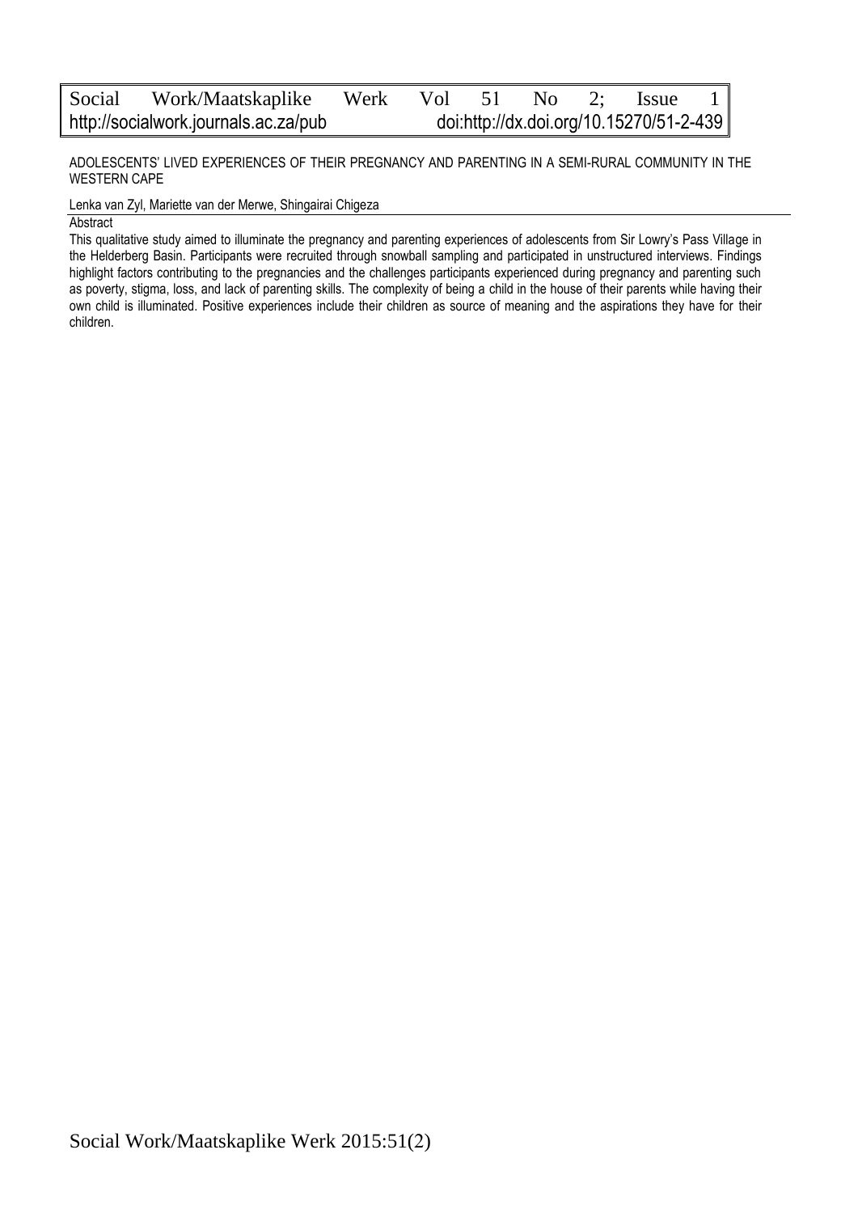# ADOLESCENTS' LIVED EXPERIENCES OF THEIR PREGNANCY AND PARENTING IN A SEMI-RURAL COMMUNITY IN THE WESTERN CAPE

Lenka van Zyl, Mariette van der Merwe, Shingairai Chigeza

## Abstract

This qualitative study aimed to illuminate the pregnancy and parenting experiences of adolescents from Sir Lowry's Pass Village in the Helderberg Basin. Participants were recruited through snowball sampling and participated in unstructured interviews. Findings highlight factors contributing to the pregnancies and the challenges participants experienced during pregnancy and parenting such as poverty, stigma, loss, and lack of parenting skills. The complexity of being a child in the house of their parents while having their own child is illuminated. Positive experiences include their children as source of meaning and the aspirations they have for their children.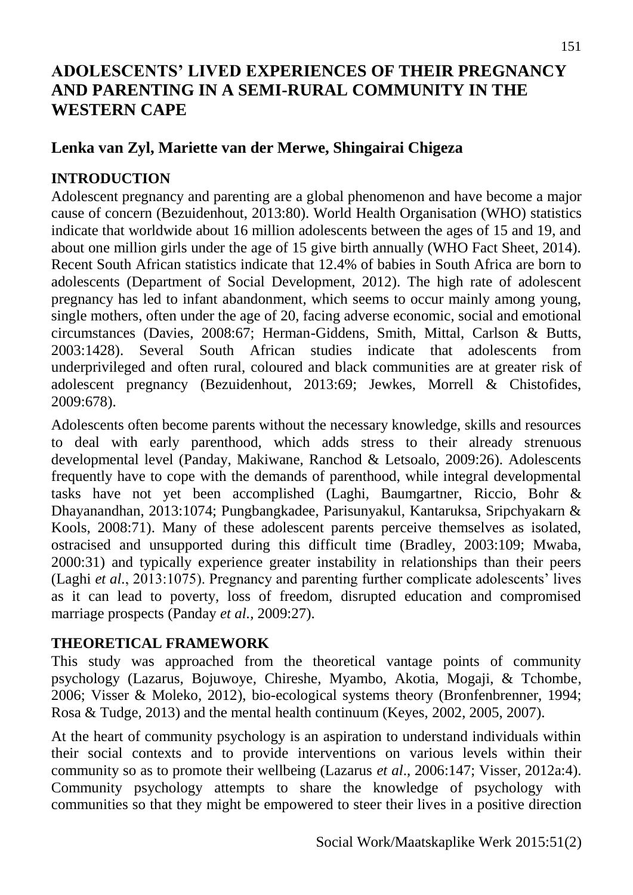# ADOLESCENTS' LIVED EXPERIENCES OF THEIR PREGNANCY AND PARENTING IN A SEMI-RURAL COMMUNITY IN THE WESTERN CAPE

## Lenka van Zyl, Mariette van der Merwe, Shingairai Chigeza

## INTRODUCTION

Adolescent pregnancy and parenting are a global phenomenon and have become a major cause of concern (Bezuidenhout, 2013:80). World Health Organisation (WHO) statistics indicate that worldwide about 16 million adolescents between the ages of 15 and 19, and about one million girls under the age of 15 give birth annually (WHO Fact Sheet, 2014). Recent South African statistics indicate that 12.4% of babies in South Africa are born to adolescents (Department of Social Development, 2012). The high rate of adolescent pregnancy has led to infant abandonment, which seems to occur mainly among young, single mothers, often under the age of 20, facing adverse economic, social and emotional circumstances (Davies, 2008:67; Herman-Giddens, Smith, Mittal, Carlson & Butts, 2003:1428). Several South African studies indicate that adolescents from underprivileged and often rural, coloured and black communities are at greater risk of adolescent pregnancy (Bezuidenhout, 2013:69; Jewkes, Morrell & Chistofides, 2009:678).

Adolescents often become parents without the necessary knowledge, skills and resources to deal with early parenthood, which adds stress to their already strenuous developmental level (Panday, Makiwane, Ranchod & Letsoalo, 2009:26). Adolescents frequently have to cope with the demands of parenthood, while integral developmental tasks have not yet been accomplished (Laghi, Baumgartner, Riccio, Bohr & Dhayanandhan, 2013:1074; Pungbangkadee, Parisunyakul, Kantaruksa, Sripchyakarn & Kools, 2008:71). Many of these adolescent parents perceive themselves as isolated, ostracised and unsupported during this difficult time (Bradley, 2003:109; Mwaba, 2000:31) and typically experience greater instability in relationships than their peers (Laghi *et al*., 2013:1075). Pregnancy and parenting further complicate adolescents' lives as it can lead to poverty, loss of freedom, disrupted education and compromised marriage prospects (Panday *et al.,* 2009:27).

## THEORETICAL FRAMEWORK

This study was approached from the theoretical vantage points of community psychology (Lazarus, Bojuwoye, Chireshe, Myambo, Akotia, Mogaji, & Tchombe, 2006; Visser & Moleko, 2012), bio-ecological systems theory (Bronfenbrenner, 1994; Rosa & Tudge, 2013) and the mental health continuum (Keyes, 2002, 2005, 2007).

At the heart of community psychology is an aspiration to understand individuals within their social contexts and to provide interventions on various levels within their community so as to promote their wellbeing (Lazarus *et al*., 2006:147; Visser, 2012a:4). Community psychology attempts to share the knowledge of psychology with communities so that they might be empowered to steer their lives in a positive direction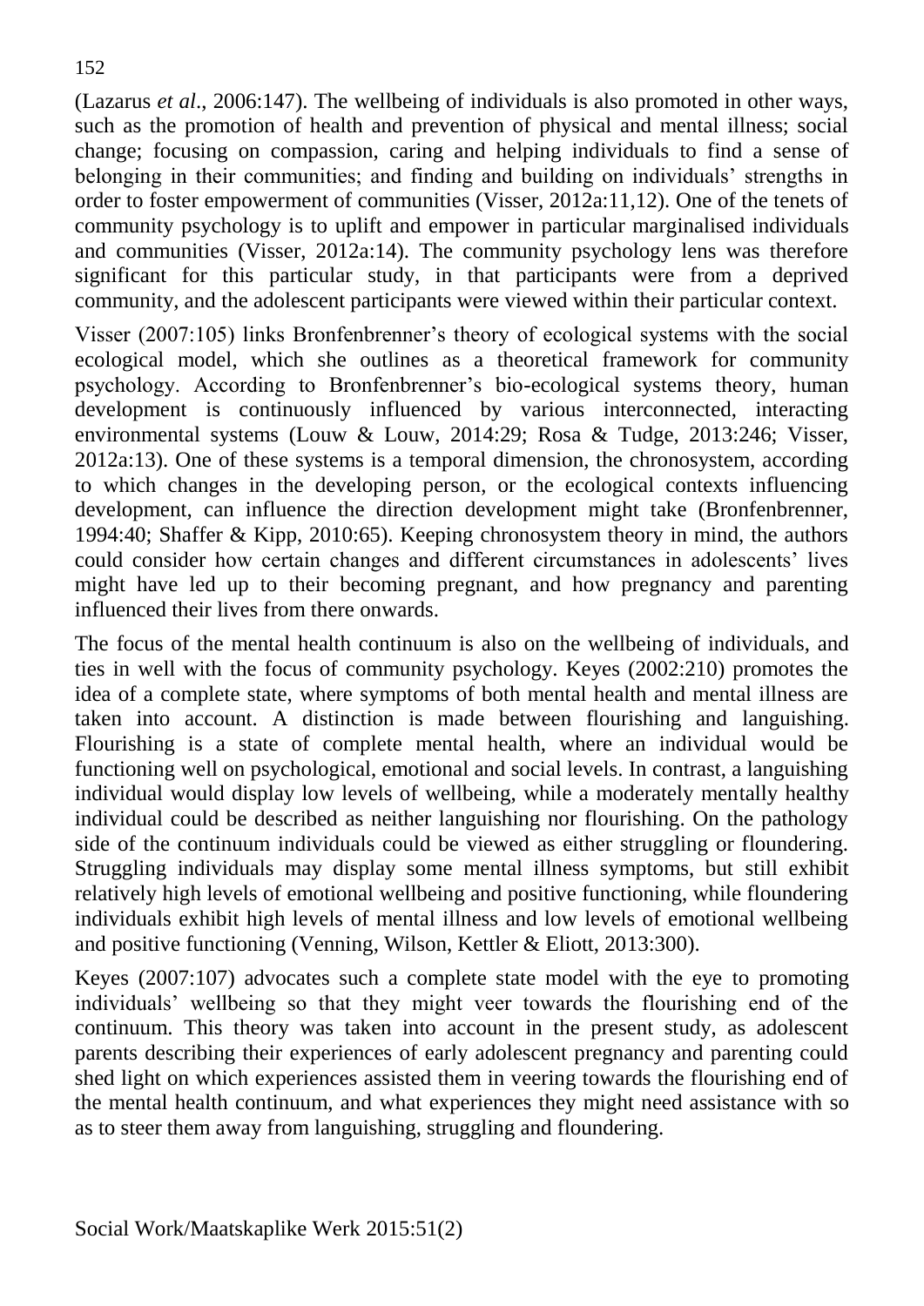(Lazarus *et al*., 2006:147). The wellbeing of individuals is also promoted in other ways, such as the promotion of health and prevention of physical and mental illness; social change; focusing on compassion, caring and helping individuals to find a sense of belonging in their communities; and finding and building on individuals' strengths in order to foster empowerment of communities (Visser, 2012a:11,12). One of the tenets of community psychology is to uplift and empower in particular marginalised individuals and communities (Visser, 2012a:14). The community psychology lens was therefore significant for this particular study, in that participants were from a deprived community, and the adolescent participants were viewed within their particular context.

Visser (2007:105) links Bronfenbrenner's theory of ecological systems with the social ecological model, which she outlines as a theoretical framework for community psychology. According to Bronfenbrenner's bio-ecological systems theory, human development is continuously influenced by various interconnected, interacting environmental systems (Louw & Louw, 2014:29; Rosa & Tudge, 2013:246; Visser, 2012a:13). One of these systems is a temporal dimension, the chronosystem, according to which changes in the developing person, or the ecological contexts influencing development, can influence the direction development might take (Bronfenbrenner, 1994:40; Shaffer & Kipp, 2010:65). Keeping chronosystem theory in mind, the authors could consider how certain changes and different circumstances in adolescents' lives might have led up to their becoming pregnant, and how pregnancy and parenting influenced their lives from there onwards.

The focus of the mental health continuum is also on the wellbeing of individuals, and ties in well with the focus of community psychology. Keyes (2002:210) promotes the idea of a complete state, where symptoms of both mental health and mental illness are taken into account. A distinction is made between flourishing and languishing. Flourishing is a state of complete mental health, where an individual would be functioning well on psychological, emotional and social levels. In contrast, a languishing individual would display low levels of wellbeing, while a moderately mentally healthy individual could be described as neither languishing nor flourishing. On the pathology side of the continuum individuals could be viewed as either struggling or floundering. Struggling individuals may display some mental illness symptoms, but still exhibit relatively high levels of emotional wellbeing and positive functioning, while floundering individuals exhibit high levels of mental illness and low levels of emotional wellbeing and positive functioning (Venning, Wilson, Kettler & Eliott, 2013:300).

Keyes (2007:107) advocates such a complete state model with the eye to promoting individuals' wellbeing so that they might veer towards the flourishing end of the continuum. This theory was taken into account in the present study, as adolescent parents describing their experiences of early adolescent pregnancy and parenting could shed light on which experiences assisted them in veering towards the flourishing end of the mental health continuum, and what experiences they might need assistance with so as to steer them away from languishing, struggling and floundering.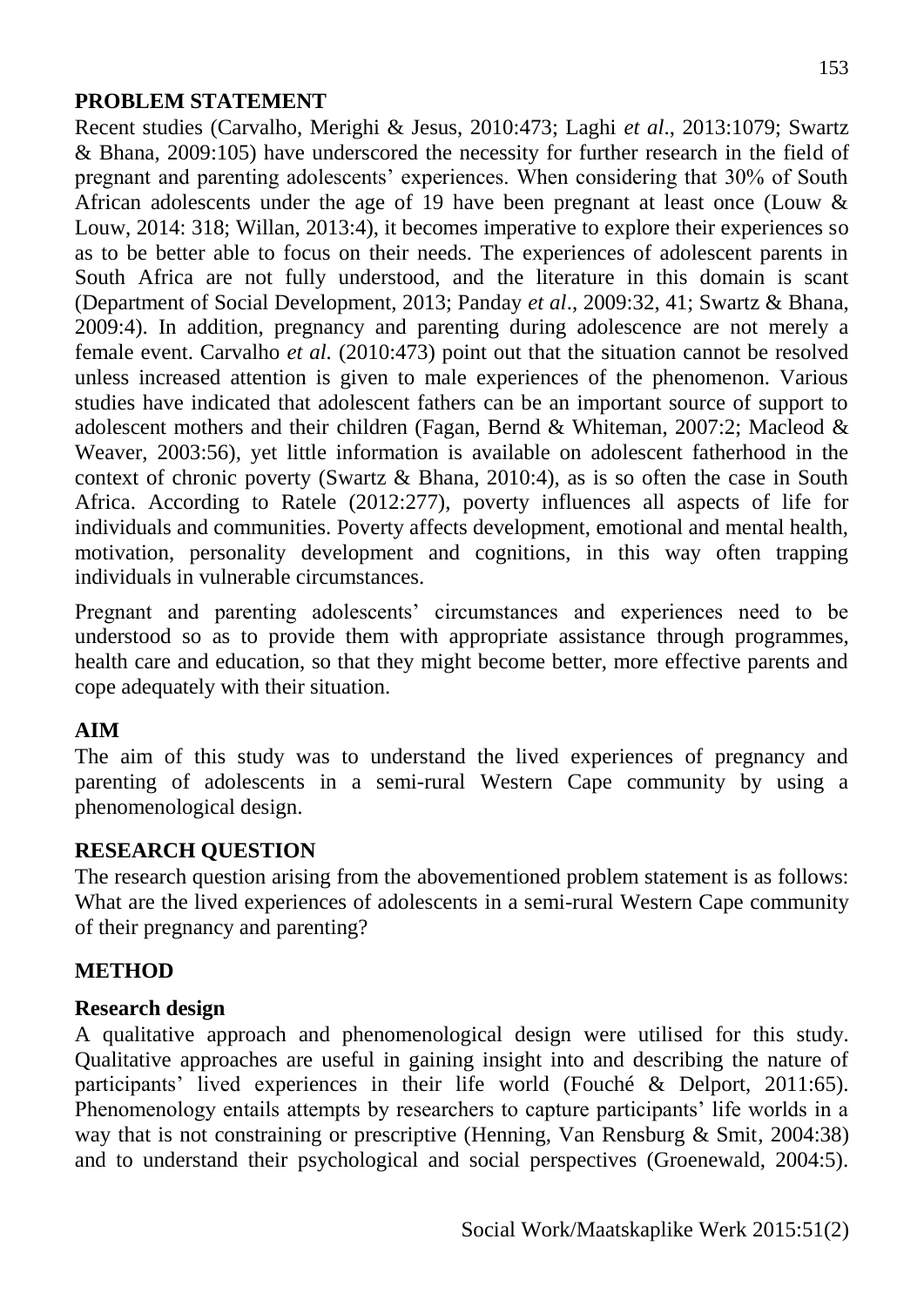## PROBLEM STATEMENT

Recent studies (Carvalho, Merighi & Jesus, 2010:473; Laghi *et al*., 2013:1079; Swartz & Bhana, 2009:105) have underscored the necessity for further research in the field of pregnant and parenting adolescents' experiences. When considering that 30% of South African adolescents under the age of 19 have been pregnant at least once (Louw & Louw, 2014: 318; Willan, 2013:4), it becomes imperative to explore their experiences so as to be better able to focus on their needs. The experiences of adolescent parents in South Africa are not fully understood, and the literature in this domain is scant (Department of Social Development, 2013; Panday *et al*., 2009:32, 41; Swartz & Bhana, 2009:4). In addition, pregnancy and parenting during adolescence are not merely a female event. Carvalho *et al.* (2010:473) point out that the situation cannot be resolved unless increased attention is given to male experiences of the phenomenon. Various studies have indicated that adolescent fathers can be an important source of support to adolescent mothers and their children (Fagan, Bernd & Whiteman, 2007:2; Macleod & Weaver, 2003:56), yet little information is available on adolescent fatherhood in the context of chronic poverty (Swartz & Bhana, 2010:4), as is so often the case in South Africa. According to Ratele (2012:277), poverty influences all aspects of life for individuals and communities. Poverty affects development, emotional and mental health, motivation, personality development and cognitions, in this way often trapping individuals in vulnerable circumstances.

Pregnant and parenting adolescents' circumstances and experiences need to be understood so as to provide them with appropriate assistance through programmes, health care and education, so that they might become better, more effective parents and cope adequately with their situation.

## AIM

The aim of this study was to understand the lived experiences of pregnancy and parenting of adolescents in a semi-rural Western Cape community by using a phenomenological design.

## RESEARCH QUESTION

The research question arising from the abovementioned problem statement is as follows: What are the lived experiences of adolescents in a semi-rural Western Cape community of their pregnancy and parenting?

## METHOD

### Research design

A qualitative approach and phenomenological design were utilised for this study. Qualitative approaches are useful in gaining insight into and describing the nature of participants' lived experiences in their life world (Fouché & Delport, 2011:65). Phenomenology entails attempts by researchers to capture participants' life worlds in a way that is not constraining or prescriptive (Henning, Van Rensburg & Smit, 2004:38) and to understand their psychological and social perspectives (Groenewald, 2004:5).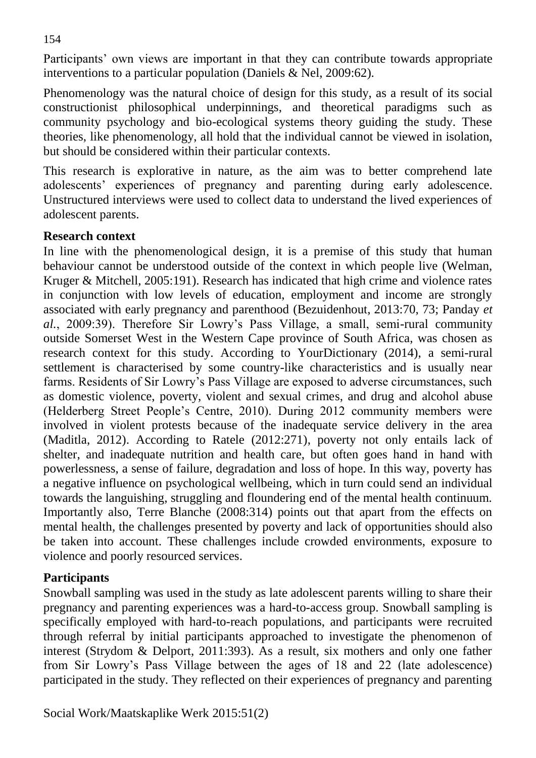Participants' own views are important in that they can contribute towards appropriate interventions to a particular population (Daniels & Nel, 2009:62).

Phenomenology was the natural choice of design for this study, as a result of its social constructionist philosophical underpinnings, and theoretical paradigms such as community psychology and bio-ecological systems theory guiding the study. These theories, like phenomenology, all hold that the individual cannot be viewed in isolation, but should be considered within their particular contexts.

This research is explorative in nature, as the aim was to better comprehend late adolescents' experiences of pregnancy and parenting during early adolescence. Unstructured interviews were used to collect data to understand the lived experiences of adolescent parents.

**Research context**

In line with the phenomenological design, it is a premise of this study that human behaviour cannot be understood outside of the context in which people live (Welman, Kruger & Mitchell, 2005:191). Research has indicated that high crime and violence rates in conjunction with low levels of education, employment and income are strongly associated with early pregnancy and parenthood (Bezuidenhout, 2013:70, 73; Panday *et al.*, 2009:39). Therefore Sir Lowry's Pass Village, a small, semi-rural community outside Somerset West in the Western Cape province of South Africa, was chosen as research context for this study. According to YourDictionary (2014), a semi-rural settlement is characterised by some country-like characteristics and is usually near farms. Residents of Sir Lowry's Pass Village are exposed to adverse circumstances, such as domestic violence, poverty, violent and sexual crimes, and drug and alcohol abuse (Helderberg Street People's Centre, 2010). During 2012 community members were involved in violent protests because of the inadequate service delivery in the area (Maditla, 2012). According to Ratele (2012:271), poverty not only entails lack of shelter, and inadequate nutrition and health care, but often goes hand in hand with powerlessness, a sense of failure, degradation and loss of hope. In this way, poverty has a negative influence on psychological wellbeing, which in turn could send an individual towards the languishing, struggling and floundering end of the mental health continuum. Importantly also, Terre Blanche (2008:314) points out that apart from the effects on mental health, the challenges presented by poverty and lack of opportunities should also be taken into account. These challenges include crowded environments, exposure to violence and poorly resourced services.

**Participants**

Snowball sampling was used in the study as late adolescent parents willing to share their pregnancy and parenting experiences was a hard-to-access group. Snowball sampling is specifically employed with hard-to-reach populations, and participants were recruited through referral by initial participants approached to investigate the phenomenon of interest (Strydom & Delport, 2011:393). As a result, six mothers and only one father from Sir Lowry's Pass Village between the ages of 18 and 22 (late adolescence) participated in the study. They reflected on their experiences of pregnancy and parenting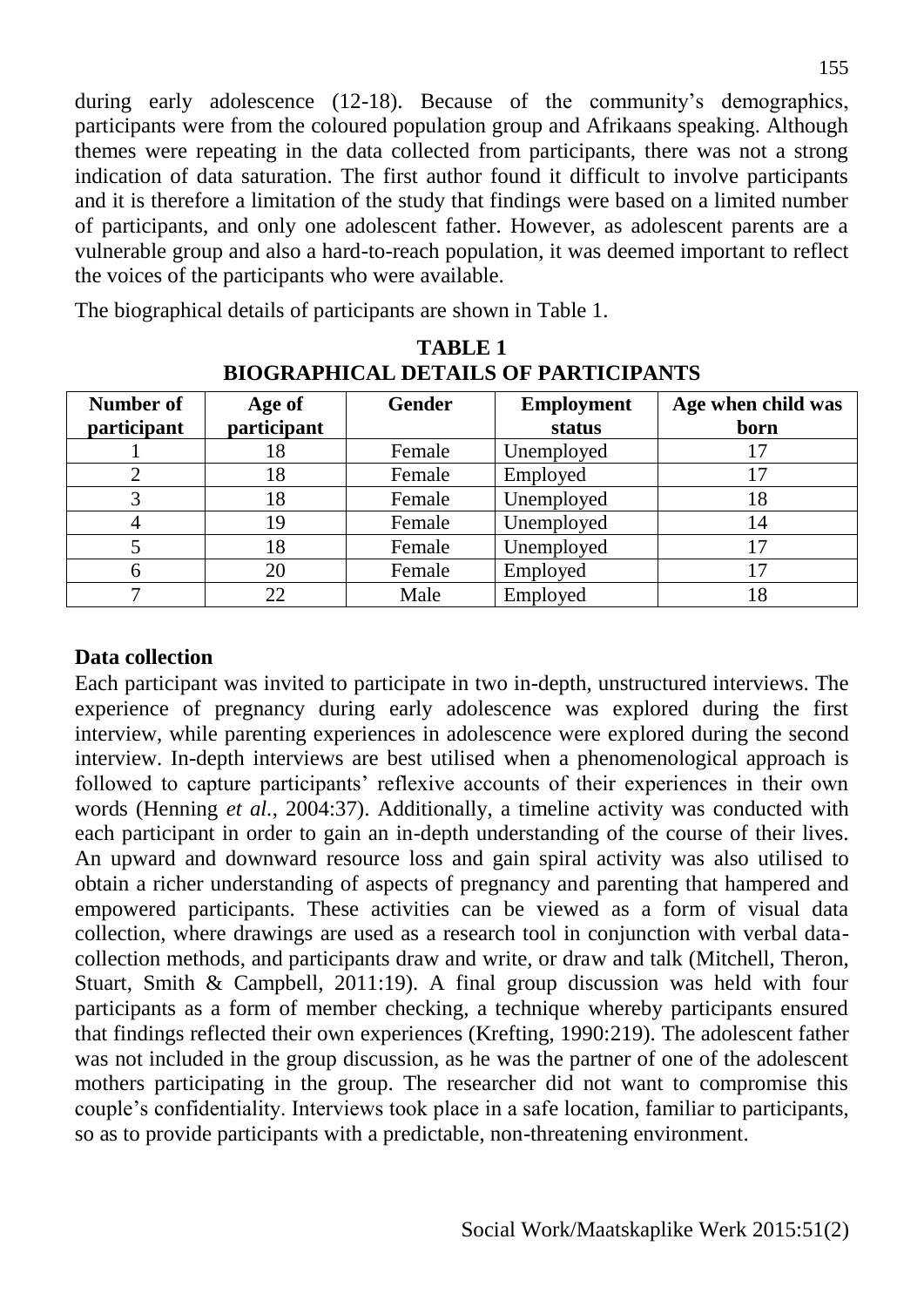during early adolescence (12-18). Because of the community's demographics, participants were from the coloured population group and Afrikaans speaking. Although themes were repeating in the data collected from participants, there was not a strong indication of data saturation. The first author found it difficult to involve participants and it is therefore a limitation of the study that findings were based on a limited number of participants, and only one adolescent father. However, as adolescent parents are a vulnerable group and also a hard-to-reach population, it was deemed important to reflect the voices of the participants who were available.

The biographical details of participants are shown in Table 1.

**TABLE 1**
**BIOGRAPHICAL DETAILS OF PARTICIPANTS**

| Number of participant | Age of participant | Gender | Employment status | Age when child was born |
|---|---|---|---|---|
| 1 | 18 | Female | Unemployed | 17 |
| 2 | 18 | Female | Employed | 17 |
| 3 | 18 | Female | Unemployed | 18 |
| 4 | 19 | Female | Unemployed | 14 |
| 5 | 18 | Female | Unemployed | 17 |
| 6 | 20 | Female | Employed | 17 |
| 7 | 22 | Male | Employed | 18 |

## Data collection

Each participant was invited to participate in two in-depth, unstructured interviews. The experience of pregnancy during early adolescence was explored during the first interview, while parenting experiences in adolescence were explored during the second interview. In-depth interviews are best utilised when a phenomenological approach is followed to capture participants' reflexive accounts of their experiences in their own words (Henning *et al.*, 2004:37). Additionally, a timeline activity was conducted with each participant in order to gain an in-depth understanding of the course of their lives. An upward and downward resource loss and gain spiral activity was also utilised to obtain a richer understanding of aspects of pregnancy and parenting that hampered and empowered participants. These activities can be viewed as a form of visual data collection, where drawings are used as a research tool in conjunction with verbal data-collection methods, and participants draw and write, or draw and talk (Mitchell, Theron, Stuart, Smith & Campbell, 2011:19). A final group discussion was held with four participants as a form of member checking, a technique whereby participants ensured that findings reflected their own experiences (Krefting, 1990:219). The adolescent father was not included in the group discussion, as he was the partner of one of the adolescent mothers participating in the group. The researcher did not want to compromise this couple's confidentiality. Interviews took place in a safe location, familiar to participants, so as to provide participants with a predictable, non-threatening environment.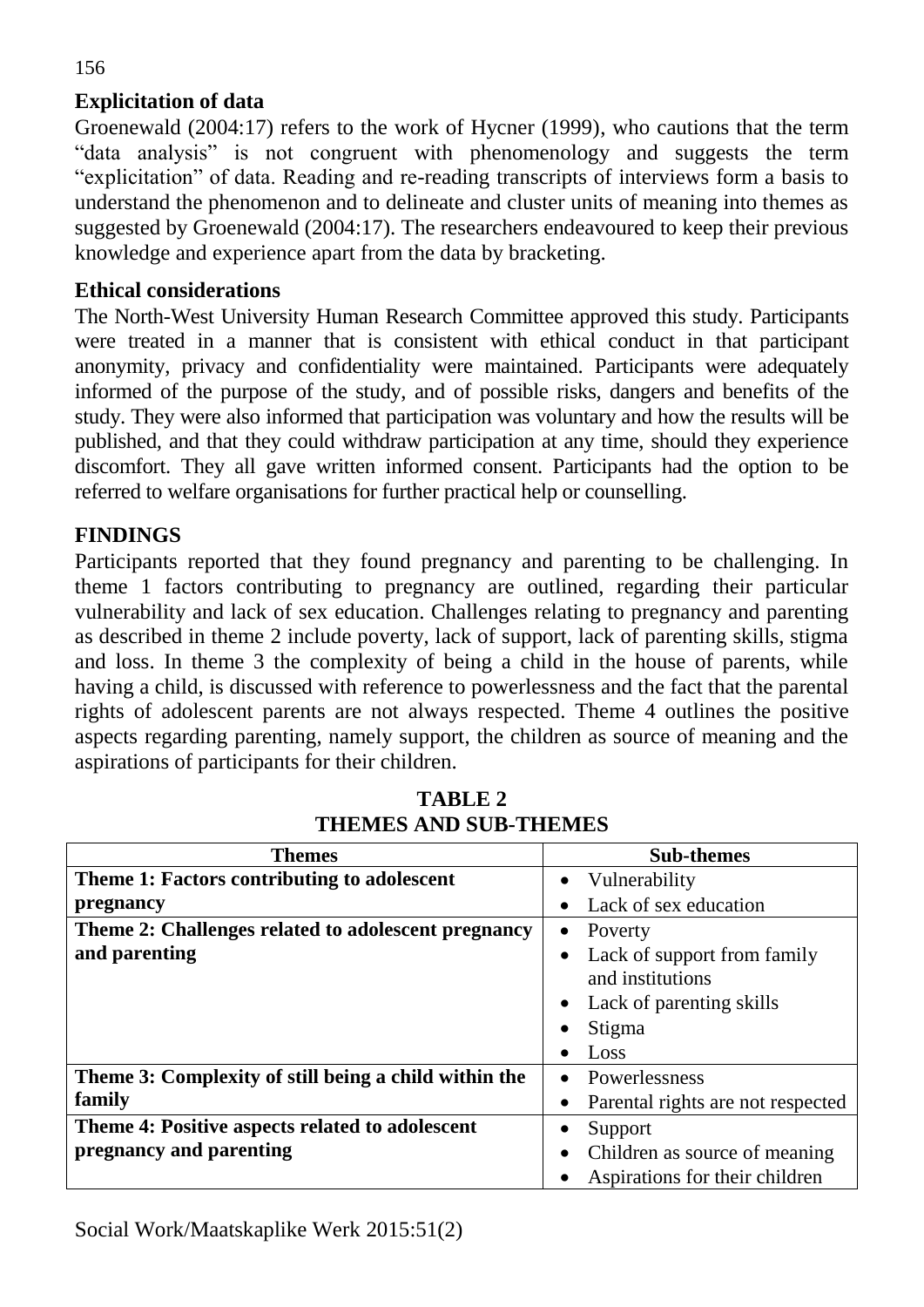## Explicitation of data

Groenewald (2004:17) refers to the work of Hycner (1999), who cautions that the term "data analysis" is not congruent with phenomenology and suggests the term "explicitation" of data. Reading and re-reading transcripts of interviews form a basis to understand the phenomenon and to delineate and cluster units of meaning into themes as suggested by Groenewald (2004:17). The researchers endeavoured to keep their previous knowledge and experience apart from the data by bracketing.

## Ethical considerations

The North-West University Human Research Committee approved this study. Participants were treated in a manner that is consistent with ethical conduct in that participant anonymity, privacy and confidentiality were maintained. Participants were adequately informed of the purpose of the study, and of possible risks, dangers and benefits of the study. They were also informed that participation was voluntary and how the results will be published, and that they could withdraw participation at any time, should they experience discomfort. They all gave written informed consent. Participants had the option to be referred to welfare organisations for further practical help or counselling.

## FINDINGS

Participants reported that they found pregnancy and parenting to be challenging. In theme 1 factors contributing to pregnancy are outlined, regarding their particular vulnerability and lack of sex education. Challenges relating to pregnancy and parenting as described in theme 2 include poverty, lack of support, lack of parenting skills, stigma and loss. In theme 3 the complexity of being a child in the house of parents, while having a child, is discussed with reference to powerlessness and the fact that the parental rights of adolescent parents are not always respected. Theme 4 outlines the positive aspects regarding parenting, namely support, the children as source of meaning and the aspirations of participants for their children.

**TABLE 2**
**THEMES AND SUB-THEMES**

| Themes | Sub-themes |
|---|---|
| **Theme 1: Factors contributing to adolescent pregnancy** | • Vulnerability<br>• Lack of sex education |
| **Theme 2: Challenges related to adolescent pregnancy and parenting** | • Poverty<br>• Lack of support from family and institutions<br>• Lack of parenting skills<br>• Stigma<br>• Loss |
| **Theme 3: Complexity of still being a child within the family** | • Powerlessness<br>• Parental rights are not respected |
| **Theme 4: Positive aspects related to adolescent pregnancy and parenting** | • Support<br>• Children as source of meaning<br>• Aspirations for their children |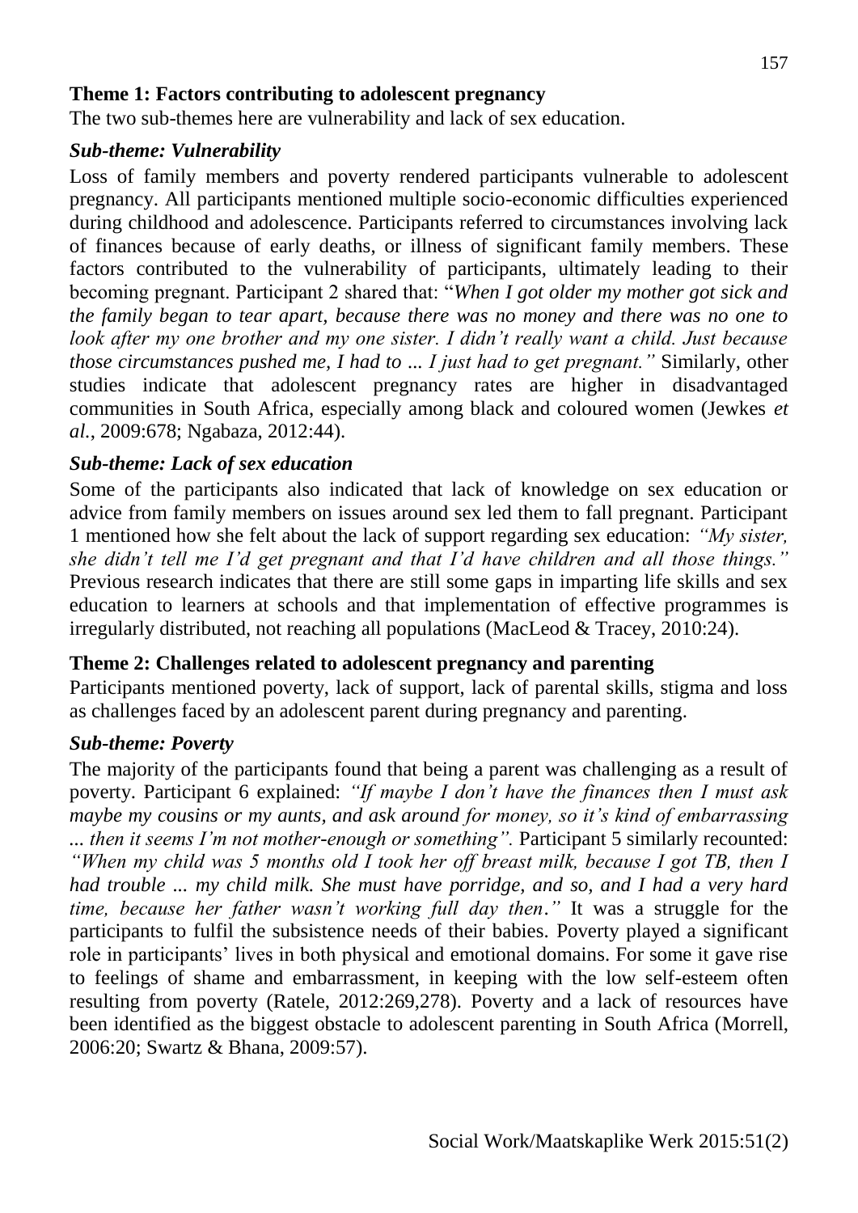### Theme 1: Factors contributing to adolescent pregnancy

The two sub-themes here are vulnerability and lack of sex education.

#### *Sub-theme: Vulnerability*

Loss of family members and poverty rendered participants vulnerable to adolescent pregnancy. All participants mentioned multiple socio-economic difficulties experienced during childhood and adolescence. Participants referred to circumstances involving lack of finances because of early deaths, or illness of significant family members. These factors contributed to the vulnerability of participants, ultimately leading to their becoming pregnant. Participant 2 shared that: "*When I got older my mother got sick and the family began to tear apart, because there was no money and there was no one to look after my one brother and my one sister. I didn't really want a child. Just because those circumstances pushed me, I had to ... I just had to get pregnant."* Similarly, other studies indicate that adolescent pregnancy rates are higher in disadvantaged communities in South Africa, especially among black and coloured women (Jewkes *et al.*, 2009:678; Ngabaza, 2012:44).

#### *Sub-theme: Lack of sex education*

Some of the participants also indicated that lack of knowledge on sex education or advice from family members on issues around sex led them to fall pregnant. Participant 1 mentioned how she felt about the lack of support regarding sex education: *"My sister, she didn't tell me I'd get pregnant and that I'd have children and all those things."* Previous research indicates that there are still some gaps in imparting life skills and sex education to learners at schools and that implementation of effective programmes is irregularly distributed, not reaching all populations (MacLeod & Tracey, 2010:24).

### Theme 2: Challenges related to adolescent pregnancy and parenting

Participants mentioned poverty, lack of support, lack of parental skills, stigma and loss as challenges faced by an adolescent parent during pregnancy and parenting.

#### *Sub-theme: Poverty*

The majority of the participants found that being a parent was challenging as a result of poverty. Participant 6 explained: *"If maybe I don't have the finances then I must ask maybe my cousins or my aunts, and ask around for money, so it's kind of embarrassing ... then it seems I'm not mother-enough or something".* Participant 5 similarly recounted: *"When my child was 5 months old I took her off breast milk, because I got TB, then I had trouble ... my child milk. She must have porridge, and so, and I had a very hard time, because her father wasn't working full day then."* It was a struggle for the participants to fulfil the subsistence needs of their babies. Poverty played a significant role in participants' lives in both physical and emotional domains. For some it gave rise to feelings of shame and embarrassment, in keeping with the low self-esteem often resulting from poverty (Ratele, 2012:269,278). Poverty and a lack of resources have been identified as the biggest obstacle to adolescent parenting in South Africa (Morrell, 2006:20; Swartz & Bhana, 2009:57).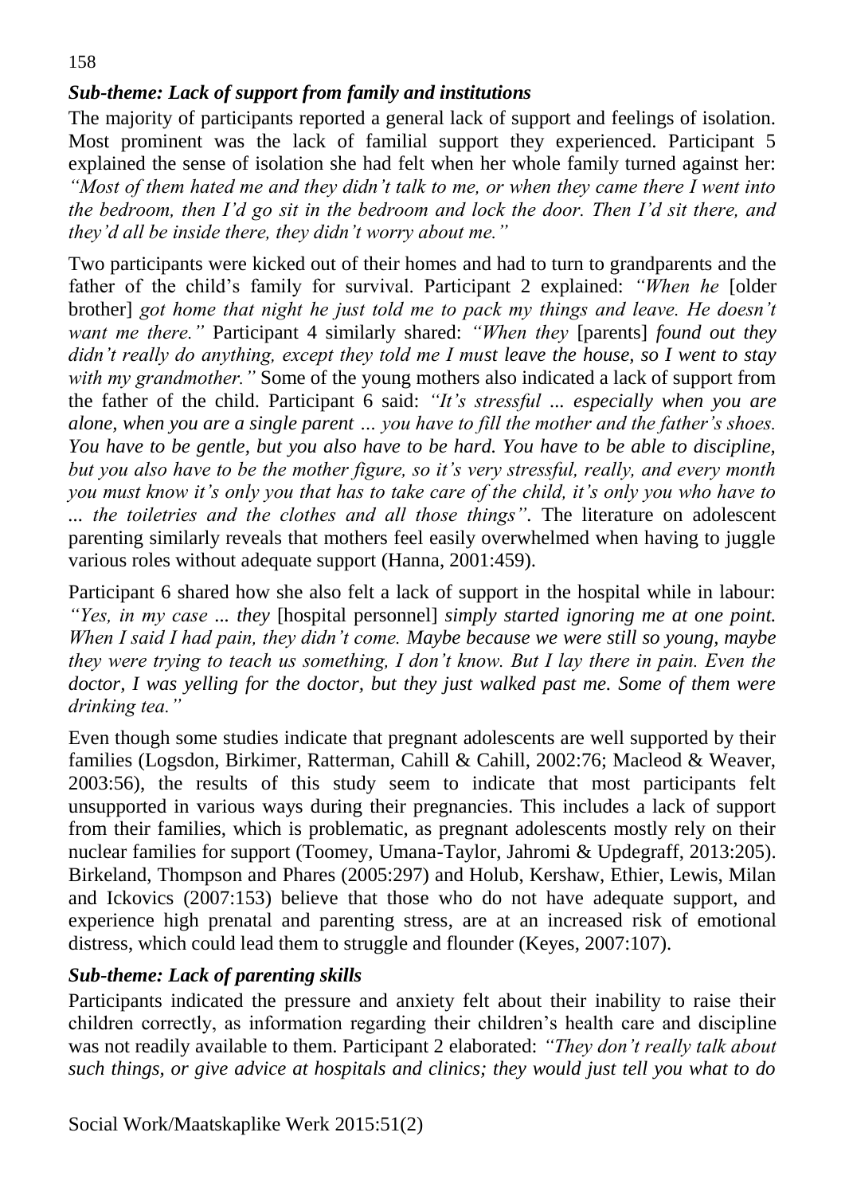### *Sub-theme: Lack of support from family and institutions*

The majority of participants reported a general lack of support and feelings of isolation. Most prominent was the lack of familial support they experienced. Participant 5 explained the sense of isolation she had felt when her whole family turned against her: *"Most of them hated me and they didn't talk to me, or when they came there I went into the bedroom, then I'd go sit in the bedroom and lock the door. Then I'd sit there, and they'd all be inside there, they didn't worry about me."*

Two participants were kicked out of their homes and had to turn to grandparents and the father of the child's family for survival. Participant 2 explained: *"When he* [older brother] *got home that night he just told me to pack my things and leave. He doesn't want me there."* Participant 4 similarly shared: *"When they* [parents] *found out they didn't really do anything, except they told me I must leave the house, so I went to stay with my grandmother."* Some of the young mothers also indicated a lack of support from the father of the child. Participant 6 said: *"It's stressful ... especially when you are alone, when you are a single parent … you have to fill the mother and the father's shoes. You have to be gentle, but you also have to be hard. You have to be able to discipline, but you also have to be the mother figure, so it's very stressful, really, and every month you must know it's only you that has to take care of the child, it's only you who have to ... the toiletries and the clothes and all those things"*. The literature on adolescent parenting similarly reveals that mothers feel easily overwhelmed when having to juggle various roles without adequate support (Hanna, 2001:459).

Participant 6 shared how she also felt a lack of support in the hospital while in labour: *"Yes, in my case ... they* [hospital personnel] *simply started ignoring me at one point. When I said I had pain, they didn't come. Maybe because we were still so young, maybe they were trying to teach us something, I don't know. But I lay there in pain. Even the doctor, I was yelling for the doctor, but they just walked past me. Some of them were drinking tea."*

Even though some studies indicate that pregnant adolescents are well supported by their families (Logsdon, Birkimer, Ratterman, Cahill & Cahill, 2002:76; Macleod & Weaver, 2003:56), the results of this study seem to indicate that most participants felt unsupported in various ways during their pregnancies. This includes a lack of support from their families, which is problematic, as pregnant adolescents mostly rely on their nuclear families for support (Toomey, Umana-Taylor, Jahromi & Updegraff, 2013:205). Birkeland, Thompson and Phares (2005:297) and Holub, Kershaw, Ethier, Lewis, Milan and Ickovics (2007:153) believe that those who do not have adequate support, and experience high prenatal and parenting stress, are at an increased risk of emotional distress, which could lead them to struggle and flounder (Keyes, 2007:107).

### *Sub-theme: Lack of parenting skills*

Participants indicated the pressure and anxiety felt about their inability to raise their children correctly, as information regarding their children's health care and discipline was not readily available to them. Participant 2 elaborated: *"They don't really talk about such things, or give advice at hospitals and clinics; they would just tell you what to do*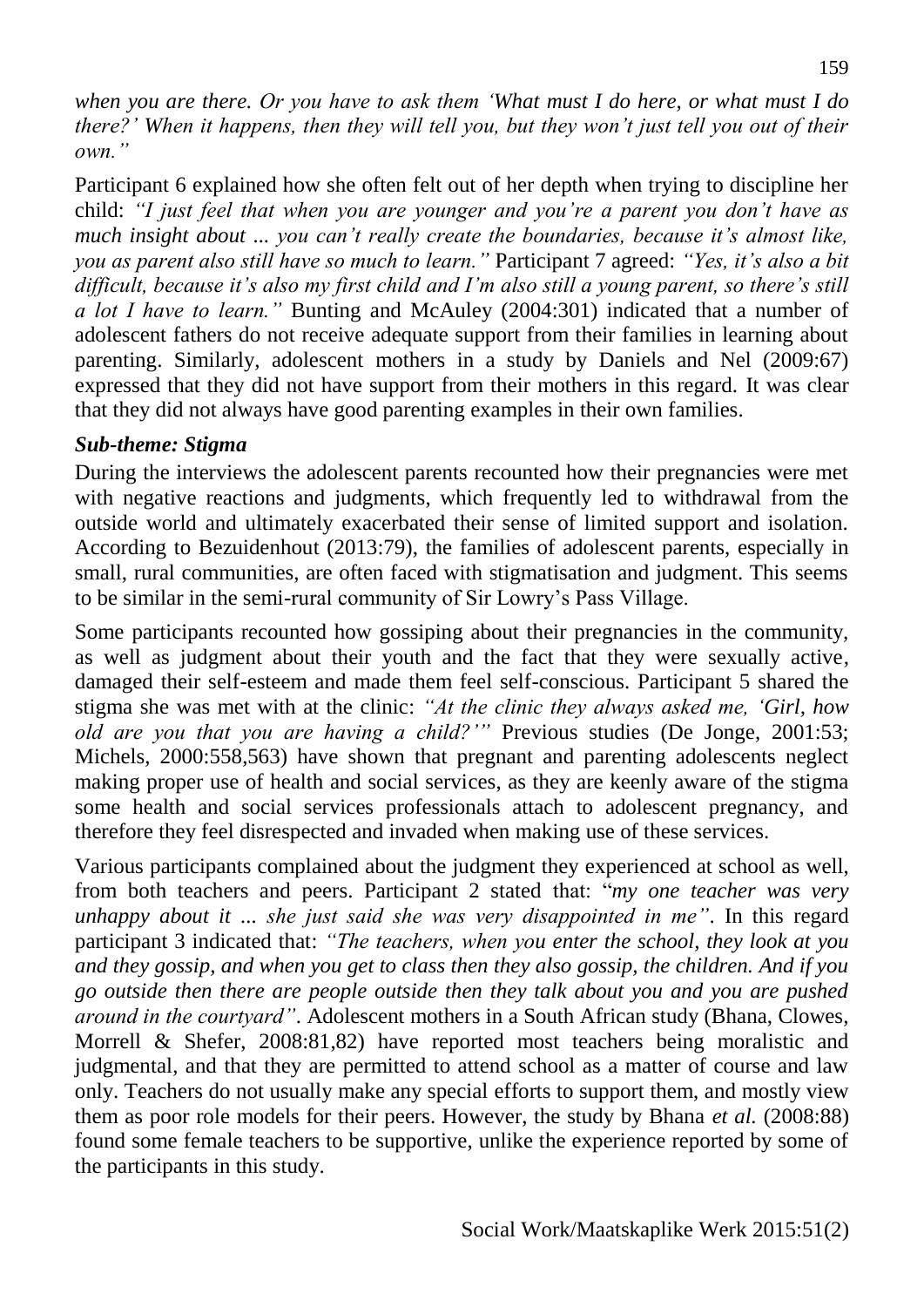*when you are there. Or you have to ask them 'What must I do here, or what must I do there?' When it happens, then they will tell you, but they won't just tell you out of their own."*

Participant 6 explained how she often felt out of her depth when trying to discipline her child: *"I just feel that when you are younger and you're a parent you don't have as much insight about ... you can't really create the boundaries, because it's almost like, you as parent also still have so much to learn."* Participant 7 agreed: *"Yes, it's also a bit difficult, because it's also my first child and I'm also still a young parent, so there's still a lot I have to learn."* Bunting and McAuley (2004:301) indicated that a number of adolescent fathers do not receive adequate support from their families in learning about parenting. Similarly, adolescent mothers in a study by Daniels and Nel (2009:67) expressed that they did not have support from their mothers in this regard. It was clear that they did not always have good parenting examples in their own families.

***Sub-theme: Stigma***

During the interviews the adolescent parents recounted how their pregnancies were met with negative reactions and judgments, which frequently led to withdrawal from the outside world and ultimately exacerbated their sense of limited support and isolation. According to Bezuidenhout (2013:79), the families of adolescent parents, especially in small, rural communities, are often faced with stigmatisation and judgment. This seems to be similar in the semi-rural community of Sir Lowry's Pass Village.

Some participants recounted how gossiping about their pregnancies in the community, as well as judgment about their youth and the fact that they were sexually active, damaged their self-esteem and made them feel self-conscious. Participant 5 shared the stigma she was met with at the clinic: *"At the clinic they always asked me, 'Girl, how old are you that you are having a child?'"* Previous studies (De Jonge, 2001:53; Michels, 2000:558,563) have shown that pregnant and parenting adolescents neglect making proper use of health and social services, as they are keenly aware of the stigma some health and social services professionals attach to adolescent pregnancy, and therefore they feel disrespected and invaded when making use of these services.

Various participants complained about the judgment they experienced at school as well, from both teachers and peers. Participant 2 stated that: "*my one teacher was very unhappy about it ... she just said she was very disappointed in me"*. In this regard participant 3 indicated that: *"The teachers, when you enter the school, they look at you and they gossip, and when you get to class then they also gossip, the children. And if you go outside then there are people outside then they talk about you and you are pushed around in the courtyard"*. Adolescent mothers in a South African study (Bhana, Clowes, Morrell & Shefer, 2008:81,82) have reported most teachers being moralistic and judgmental, and that they are permitted to attend school as a matter of course and law only. Teachers do not usually make any special efforts to support them, and mostly view them as poor role models for their peers. However, the study by Bhana *et al.* (2008:88) found some female teachers to be supportive, unlike the experience reported by some of the participants in this study.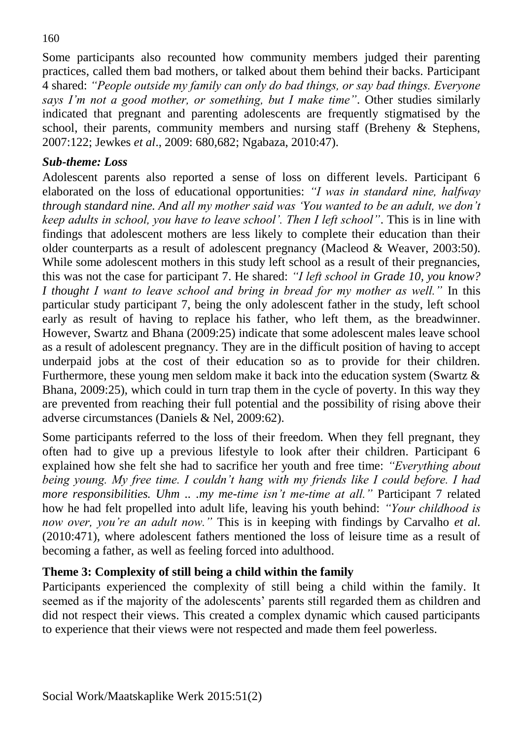Some participants also recounted how community members judged their parenting practices, called them bad mothers, or talked about them behind their backs. Participant 4 shared: *"People outside my family can only do bad things, or say bad things. Everyone says I'm not a good mother, or something, but I make time"*. Other studies similarly indicated that pregnant and parenting adolescents are frequently stigmatised by the school, their parents, community members and nursing staff (Breheny & Stephens, 2007:122; Jewkes *et al*., 2009: 680,682; Ngabaza, 2010:47).

### *Sub-theme: Loss*

Adolescent parents also reported a sense of loss on different levels. Participant 6 elaborated on the loss of educational opportunities: *"I was in standard nine, halfway through standard nine. And all my mother said was 'You wanted to be an adult, we don't keep adults in school, you have to leave school'. Then I left school"*. This is in line with findings that adolescent mothers are less likely to complete their education than their older counterparts as a result of adolescent pregnancy (Macleod & Weaver, 2003:50). While some adolescent mothers in this study left school as a result of their pregnancies, this was not the case for participant 7. He shared: *"I left school in Grade 10, you know? I thought I want to leave school and bring in bread for my mother as well."* In this particular study participant 7, being the only adolescent father in the study, left school early as result of having to replace his father, who left them, as the breadwinner. However, Swartz and Bhana (2009:25) indicate that some adolescent males leave school as a result of adolescent pregnancy. They are in the difficult position of having to accept underpaid jobs at the cost of their education so as to provide for their children. Furthermore, these young men seldom make it back into the education system (Swartz & Bhana, 2009:25), which could in turn trap them in the cycle of poverty. In this way they are prevented from reaching their full potential and the possibility of rising above their adverse circumstances (Daniels & Nel, 2009:62).

Some participants referred to the loss of their freedom. When they fell pregnant, they often had to give up a previous lifestyle to look after their children. Participant 6 explained how she felt she had to sacrifice her youth and free time: *"Everything about being young. My free time. I couldn't hang with my friends like I could before. I had more responsibilities. Uhm .. .my me-time isn't me-time at all."* Participant 7 related how he had felt propelled into adult life, leaving his youth behind: *"Your childhood is now over, you're an adult now."* This is in keeping with findings by Carvalho *et al.* (2010:471), where adolescent fathers mentioned the loss of leisure time as a result of becoming a father, as well as feeling forced into adulthood.

### **Theme 3: Complexity of still being a child within the family**

Participants experienced the complexity of still being a child within the family. It seemed as if the majority of the adolescents' parents still regarded them as children and did not respect their views. This created a complex dynamic which caused participants to experience that their views were not respected and made them feel powerless.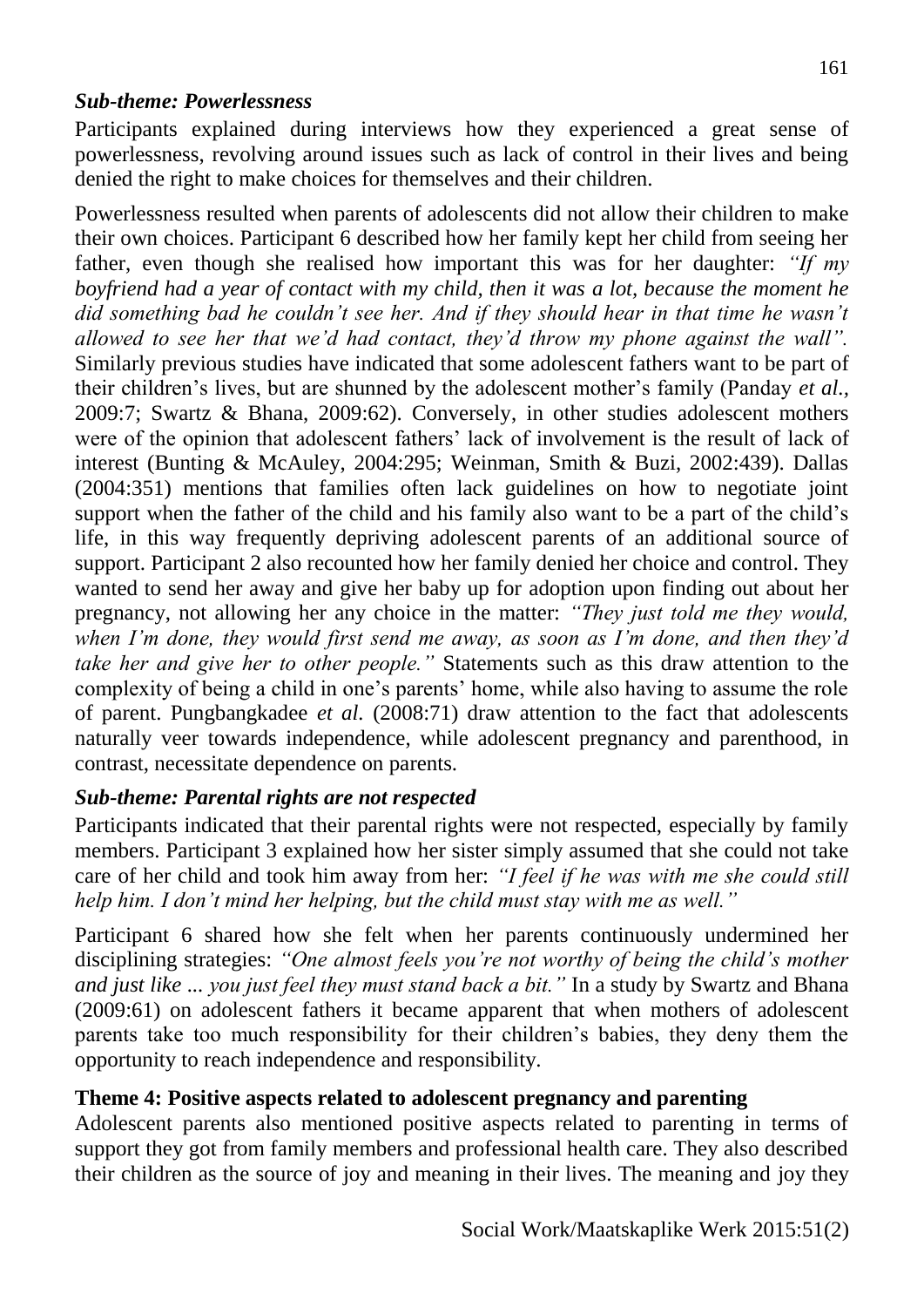### *Sub-theme: Powerlessness*

Participants explained during interviews how they experienced a great sense of powerlessness, revolving around issues such as lack of control in their lives and being denied the right to make choices for themselves and their children.

Powerlessness resulted when parents of adolescents did not allow their children to make their own choices. Participant 6 described how her family kept her child from seeing her father, even though she realised how important this was for her daughter: *"If my boyfriend had a year of contact with my child, then it was a lot, because the moment he did something bad he couldn't see her. And if they should hear in that time he wasn't allowed to see her that we'd had contact, they'd throw my phone against the wall".* Similarly previous studies have indicated that some adolescent fathers want to be part of their children's lives, but are shunned by the adolescent mother's family (Panday *et al.*, 2009:7; Swartz & Bhana, 2009:62). Conversely, in other studies adolescent mothers were of the opinion that adolescent fathers' lack of involvement is the result of lack of interest (Bunting & McAuley, 2004:295; Weinman, Smith & Buzi, 2002:439). Dallas (2004:351) mentions that families often lack guidelines on how to negotiate joint support when the father of the child and his family also want to be a part of the child's life, in this way frequently depriving adolescent parents of an additional source of support. Participant 2 also recounted how her family denied her choice and control. They wanted to send her away and give her baby up for adoption upon finding out about her pregnancy, not allowing her any choice in the matter: *"They just told me they would, when I'm done, they would first send me away, as soon as I'm done, and then they'd take her and give her to other people."* Statements such as this draw attention to the complexity of being a child in one's parents' home, while also having to assume the role of parent. Pungbangkadee *et al.* (2008:71) draw attention to the fact that adolescents naturally veer towards independence, while adolescent pregnancy and parenthood, in contrast, necessitate dependence on parents.

### *Sub-theme: Parental rights are not respected*

Participants indicated that their parental rights were not respected, especially by family members. Participant 3 explained how her sister simply assumed that she could not take care of her child and took him away from her: *"I feel if he was with me she could still help him. I don't mind her helping, but the child must stay with me as well."*

Participant 6 shared how she felt when her parents continuously undermined her disciplining strategies: *"One almost feels you're not worthy of being the child's mother and just like ... you just feel they must stand back a bit."* In a study by Swartz and Bhana (2009:61) on adolescent fathers it became apparent that when mothers of adolescent parents take too much responsibility for their children's babies, they deny them the opportunity to reach independence and responsibility.

### **Theme 4: Positive aspects related to adolescent pregnancy and parenting**

Adolescent parents also mentioned positive aspects related to parenting in terms of support they got from family members and professional health care. They also described their children as the source of joy and meaning in their lives. The meaning and joy they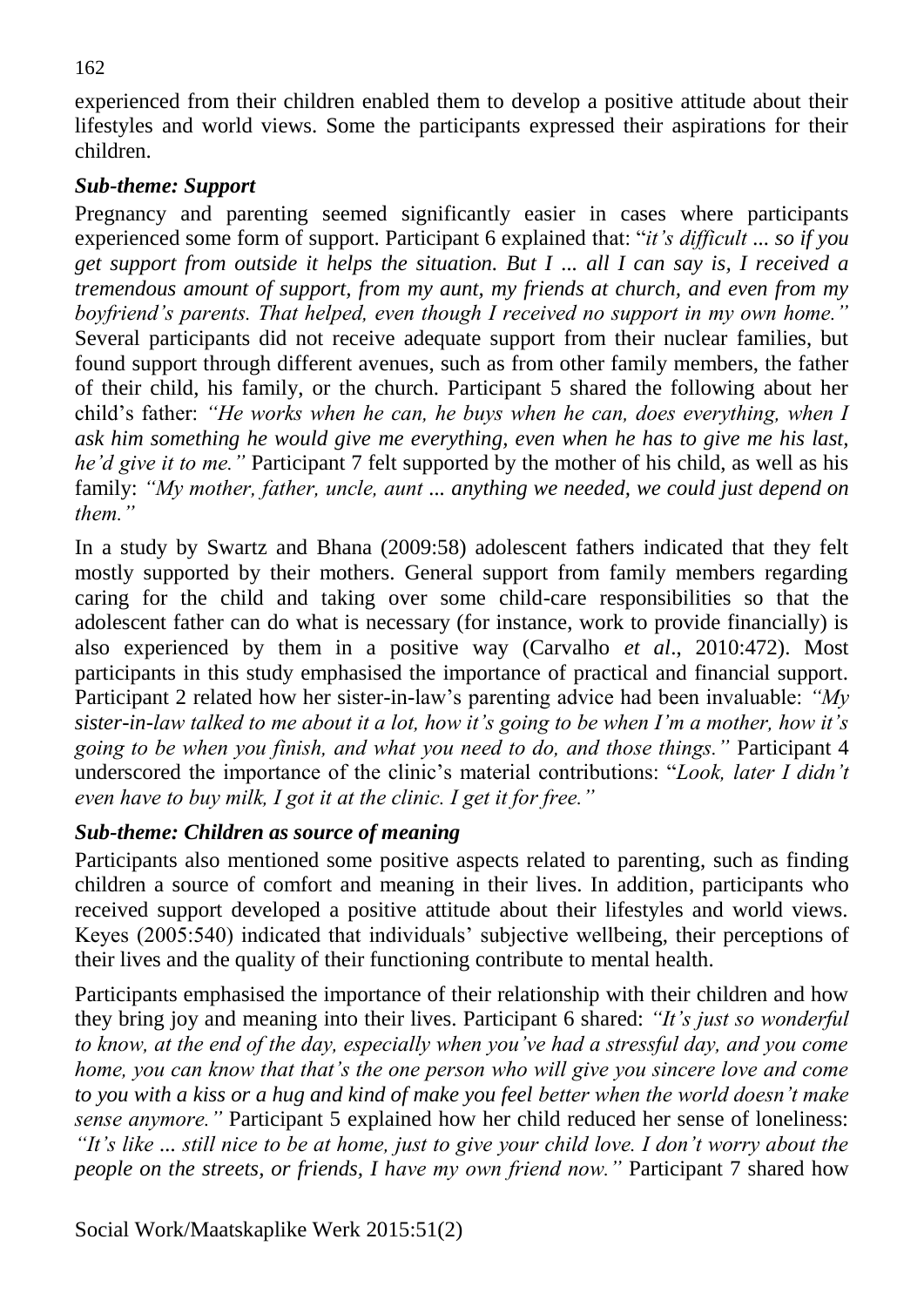experienced from their children enabled them to develop a positive attitude about their lifestyles and world views. Some the participants expressed their aspirations for their children.

### *Sub-theme: Support*

Pregnancy and parenting seemed significantly easier in cases where participants experienced some form of support. Participant 6 explained that: "*it's difficult ... so if you get support from outside it helps the situation. But I ... all I can say is, I received a tremendous amount of support, from my aunt, my friends at church, and even from my boyfriend's parents. That helped, even though I received no support in my own home.*" Several participants did not receive adequate support from their nuclear families, but found support through different avenues, such as from other family members, the father of their child, his family, or the church. Participant 5 shared the following about her child's father: *"He works when he can, he buys when he can, does everything, when I ask him something he would give me everything, even when he has to give me his last, he'd give it to me."* Participant 7 felt supported by the mother of his child, as well as his family: *"My mother, father, uncle, aunt ... anything we needed, we could just depend on them."*

In a study by Swartz and Bhana (2009:58) adolescent fathers indicated that they felt mostly supported by their mothers. General support from family members regarding caring for the child and taking over some child-care responsibilities so that the adolescent father can do what is necessary (for instance, work to provide financially) is also experienced by them in a positive way (Carvalho *et al*., 2010:472). Most participants in this study emphasised the importance of practical and financial support. Participant 2 related how her sister-in-law's parenting advice had been invaluable: *"My sister-in-law talked to me about it a lot, how it's going to be when I'm a mother, how it's going to be when you finish, and what you need to do, and those things."* Participant 4 underscored the importance of the clinic's material contributions: "*Look, later I didn't even have to buy milk, I got it at the clinic. I get it for free.*"

### *Sub-theme: Children as source of meaning*

Participants also mentioned some positive aspects related to parenting, such as finding children a source of comfort and meaning in their lives. In addition, participants who received support developed a positive attitude about their lifestyles and world views. Keyes (2005:540) indicated that individuals' subjective wellbeing, their perceptions of their lives and the quality of their functioning contribute to mental health.

Participants emphasised the importance of their relationship with their children and how they bring joy and meaning into their lives. Participant 6 shared: *"It's just so wonderful to know, at the end of the day, especially when you've had a stressful day, and you come home, you can know that that's the one person who will give you sincere love and come to you with a kiss or a hug and kind of make you feel better when the world doesn't make sense anymore."* Participant 5 explained how her child reduced her sense of loneliness: *"It's like ... still nice to be at home, just to give your child love. I don't worry about the people on the streets, or friends, I have my own friend now."* Participant 7 shared how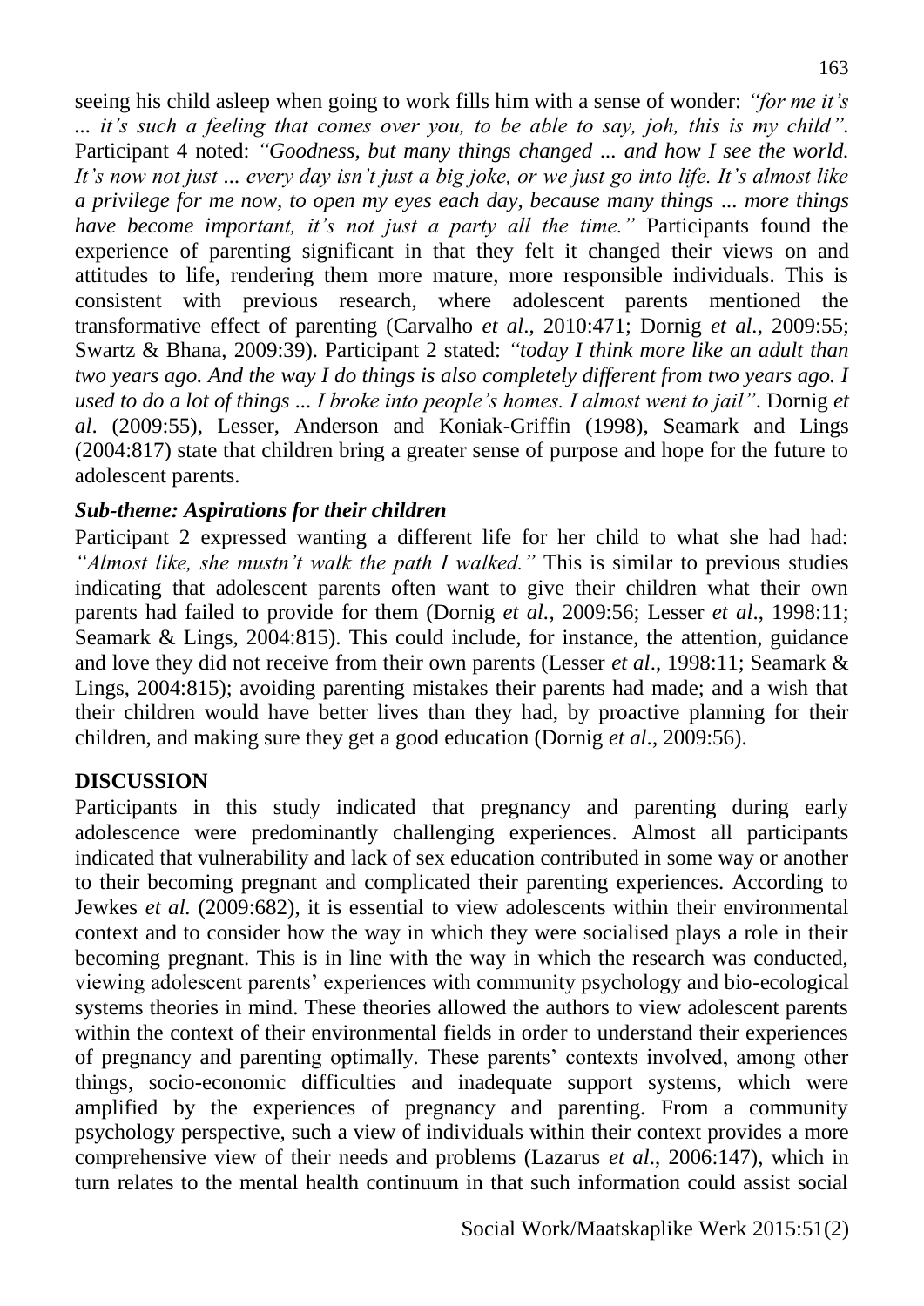seeing his child asleep when going to work fills him with a sense of wonder: *"for me it's ... it's such a feeling that comes over you, to be able to say, joh, this is my child"*. Participant 4 noted: *"Goodness, but many things changed ... and how I see the world. It's now not just ... every day isn't just a big joke, or we just go into life. It's almost like a privilege for me now, to open my eyes each day, because many things ... more things have become important, it's not just a party all the time."* Participants found the experience of parenting significant in that they felt it changed their views on and attitudes to life, rendering them more mature, more responsible individuals. This is consistent with previous research, where adolescent parents mentioned the transformative effect of parenting (Carvalho *et al*., 2010:471; Dornig *et al.,* 2009:55; Swartz & Bhana, 2009:39). Participant 2 stated: *"today I think more like an adult than two years ago. And the way I do things is also completely different from two years ago. I used to do a lot of things ... I broke into people's homes. I almost went to jail"*. Dornig *et al*. (2009:55), Lesser, Anderson and Koniak-Griffin (1998), Seamark and Lings (2004:817) state that children bring a greater sense of purpose and hope for the future to adolescent parents.

***Sub-theme: Aspirations for their children***

Participant 2 expressed wanting a different life for her child to what she had had: *"Almost like, she mustn't walk the path I walked."* This is similar to previous studies indicating that adolescent parents often want to give their children what their own parents had failed to provide for them (Dornig *et al.,* 2009:56; Lesser *et al*., 1998:11; Seamark & Lings, 2004:815). This could include, for instance, the attention, guidance and love they did not receive from their own parents (Lesser *et al*., 1998:11; Seamark & Lings, 2004:815); avoiding parenting mistakes their parents had made; and a wish that their children would have better lives than they had, by proactive planning for their children, and making sure they get a good education (Dornig *et al*., 2009:56).

## DISCUSSION

Participants in this study indicated that pregnancy and parenting during early adolescence were predominantly challenging experiences. Almost all participants indicated that vulnerability and lack of sex education contributed in some way or another to their becoming pregnant and complicated their parenting experiences. According to Jewkes *et al.* (2009:682), it is essential to view adolescents within their environmental context and to consider how the way in which they were socialised plays a role in their becoming pregnant. This is in line with the way in which the research was conducted, viewing adolescent parents' experiences with community psychology and bio-ecological systems theories in mind. These theories allowed the authors to view adolescent parents within the context of their environmental fields in order to understand their experiences of pregnancy and parenting optimally. These parents' contexts involved, among other things, socio-economic difficulties and inadequate support systems, which were amplified by the experiences of pregnancy and parenting. From a community psychology perspective, such a view of individuals within their context provides a more comprehensive view of their needs and problems (Lazarus *et al*., 2006:147), which in turn relates to the mental health continuum in that such information could assist social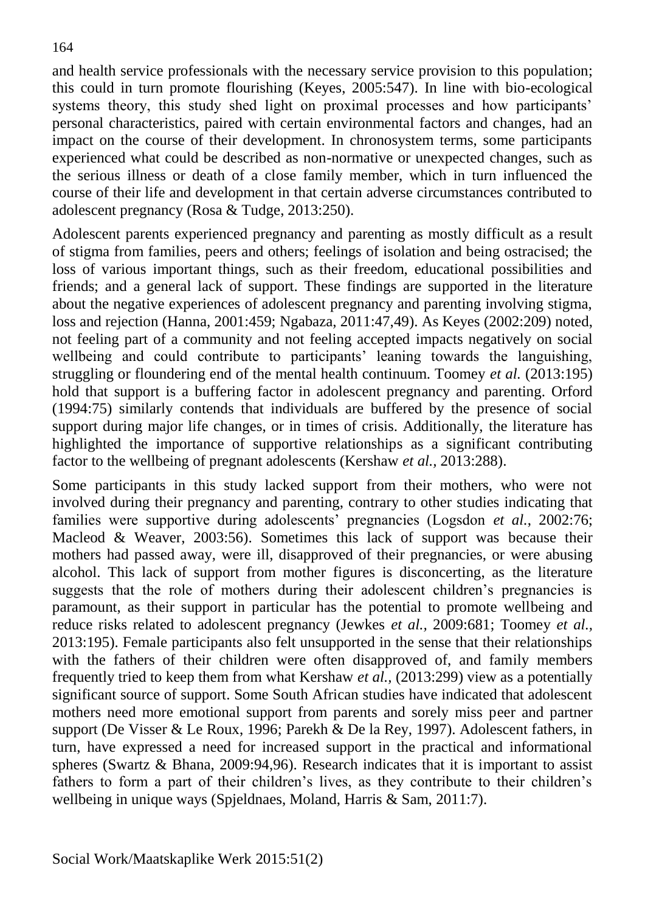and health service professionals with the necessary service provision to this population; this could in turn promote flourishing (Keyes, 2005:547). In line with bio-ecological systems theory, this study shed light on proximal processes and how participants' personal characteristics, paired with certain environmental factors and changes, had an impact on the course of their development. In chronosystem terms, some participants experienced what could be described as non-normative or unexpected changes, such as the serious illness or death of a close family member, which in turn influenced the course of their life and development in that certain adverse circumstances contributed to adolescent pregnancy (Rosa & Tudge, 2013:250).

Adolescent parents experienced pregnancy and parenting as mostly difficult as a result of stigma from families, peers and others; feelings of isolation and being ostracised; the loss of various important things, such as their freedom, educational possibilities and friends; and a general lack of support. These findings are supported in the literature about the negative experiences of adolescent pregnancy and parenting involving stigma, loss and rejection (Hanna, 2001:459; Ngabaza, 2011:47,49). As Keyes (2002:209) noted, not feeling part of a community and not feeling accepted impacts negatively on social wellbeing and could contribute to participants' leaning towards the languishing, struggling or floundering end of the mental health continuum. Toomey *et al.* (2013:195) hold that support is a buffering factor in adolescent pregnancy and parenting. Orford (1994:75) similarly contends that individuals are buffered by the presence of social support during major life changes, or in times of crisis. Additionally, the literature has highlighted the importance of supportive relationships as a significant contributing factor to the wellbeing of pregnant adolescents (Kershaw *et al.*, 2013:288).

Some participants in this study lacked support from their mothers, who were not involved during their pregnancy and parenting, contrary to other studies indicating that families were supportive during adolescents' pregnancies (Logsdon *et al.*, 2002:76; Macleod & Weaver, 2003:56). Sometimes this lack of support was because their mothers had passed away, were ill, disapproved of their pregnancies, or were abusing alcohol. This lack of support from mother figures is disconcerting, as the literature suggests that the role of mothers during their adolescent children's pregnancies is paramount, as their support in particular has the potential to promote wellbeing and reduce risks related to adolescent pregnancy (Jewkes *et al.*, 2009:681; Toomey *et al.*, 2013:195). Female participants also felt unsupported in the sense that their relationships with the fathers of their children were often disapproved of, and family members frequently tried to keep them from what Kershaw *et al.*, (2013:299) view as a potentially significant source of support. Some South African studies have indicated that adolescent mothers need more emotional support from parents and sorely miss peer and partner support (De Visser & Le Roux, 1996; Parekh & De la Rey, 1997). Adolescent fathers, in turn, have expressed a need for increased support in the practical and informational spheres (Swartz & Bhana, 2009:94,96). Research indicates that it is important to assist fathers to form a part of their children's lives, as they contribute to their children's wellbeing in unique ways (Spjeldnaes, Moland, Harris & Sam, 2011:7).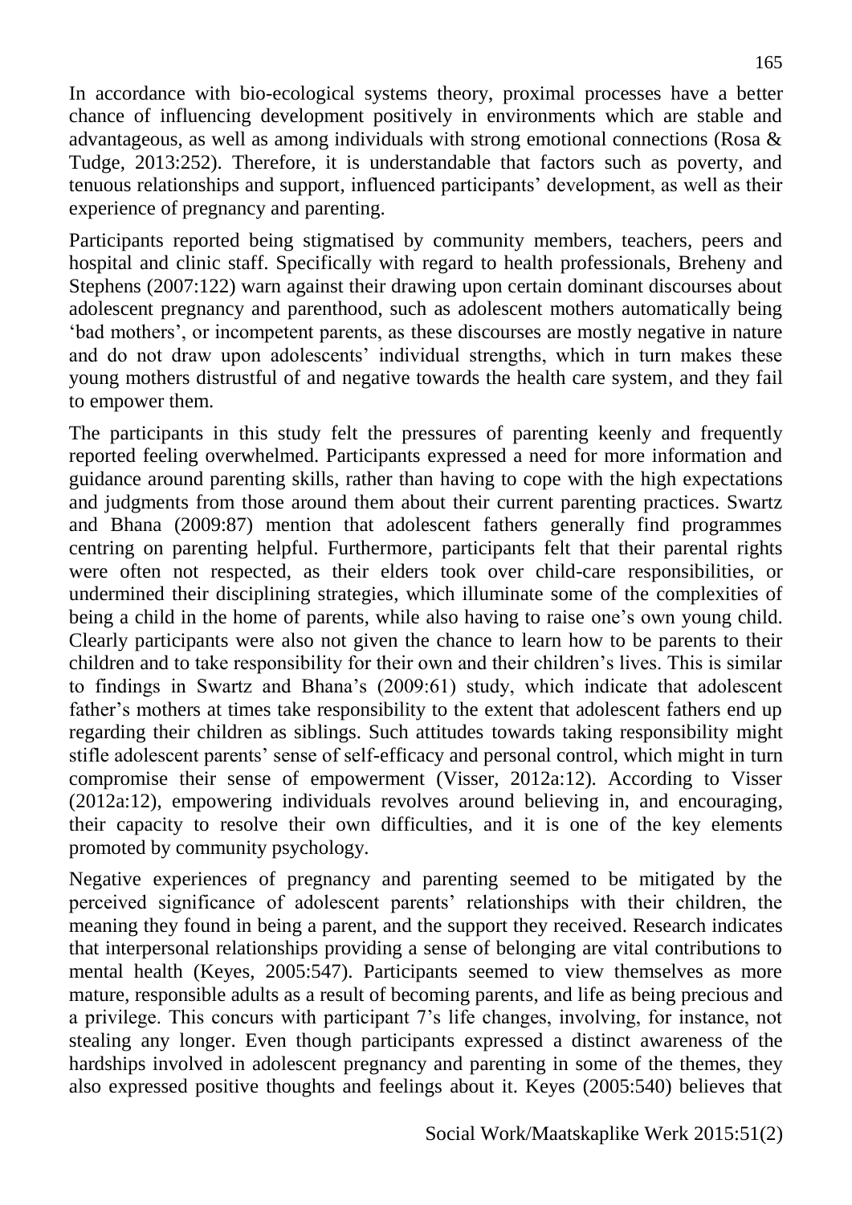In accordance with bio-ecological systems theory, proximal processes have a better chance of influencing development positively in environments which are stable and advantageous, as well as among individuals with strong emotional connections (Rosa & Tudge, 2013:252). Therefore, it is understandable that factors such as poverty, and tenuous relationships and support, influenced participants' development, as well as their experience of pregnancy and parenting.

Participants reported being stigmatised by community members, teachers, peers and hospital and clinic staff. Specifically with regard to health professionals, Breheny and Stephens (2007:122) warn against their drawing upon certain dominant discourses about adolescent pregnancy and parenthood, such as adolescent mothers automatically being 'bad mothers', or incompetent parents, as these discourses are mostly negative in nature and do not draw upon adolescents' individual strengths, which in turn makes these young mothers distrustful of and negative towards the health care system, and they fail to empower them.

The participants in this study felt the pressures of parenting keenly and frequently reported feeling overwhelmed. Participants expressed a need for more information and guidance around parenting skills, rather than having to cope with the high expectations and judgments from those around them about their current parenting practices. Swartz and Bhana (2009:87) mention that adolescent fathers generally find programmes centring on parenting helpful. Furthermore, participants felt that their parental rights were often not respected, as their elders took over child-care responsibilities, or undermined their disciplining strategies, which illuminate some of the complexities of being a child in the home of parents, while also having to raise one's own young child. Clearly participants were also not given the chance to learn how to be parents to their children and to take responsibility for their own and their children's lives. This is similar to findings in Swartz and Bhana's (2009:61) study, which indicate that adolescent father's mothers at times take responsibility to the extent that adolescent fathers end up regarding their children as siblings. Such attitudes towards taking responsibility might stifle adolescent parents' sense of self-efficacy and personal control, which might in turn compromise their sense of empowerment (Visser, 2012a:12). According to Visser (2012a:12), empowering individuals revolves around believing in, and encouraging, their capacity to resolve their own difficulties, and it is one of the key elements promoted by community psychology.

Negative experiences of pregnancy and parenting seemed to be mitigated by the perceived significance of adolescent parents' relationships with their children, the meaning they found in being a parent, and the support they received. Research indicates that interpersonal relationships providing a sense of belonging are vital contributions to mental health (Keyes, 2005:547). Participants seemed to view themselves as more mature, responsible adults as a result of becoming parents, and life as being precious and a privilege. This concurs with participant 7's life changes, involving, for instance, not stealing any longer. Even though participants expressed a distinct awareness of the hardships involved in adolescent pregnancy and parenting in some of the themes, they also expressed positive thoughts and feelings about it. Keyes (2005:540) believes that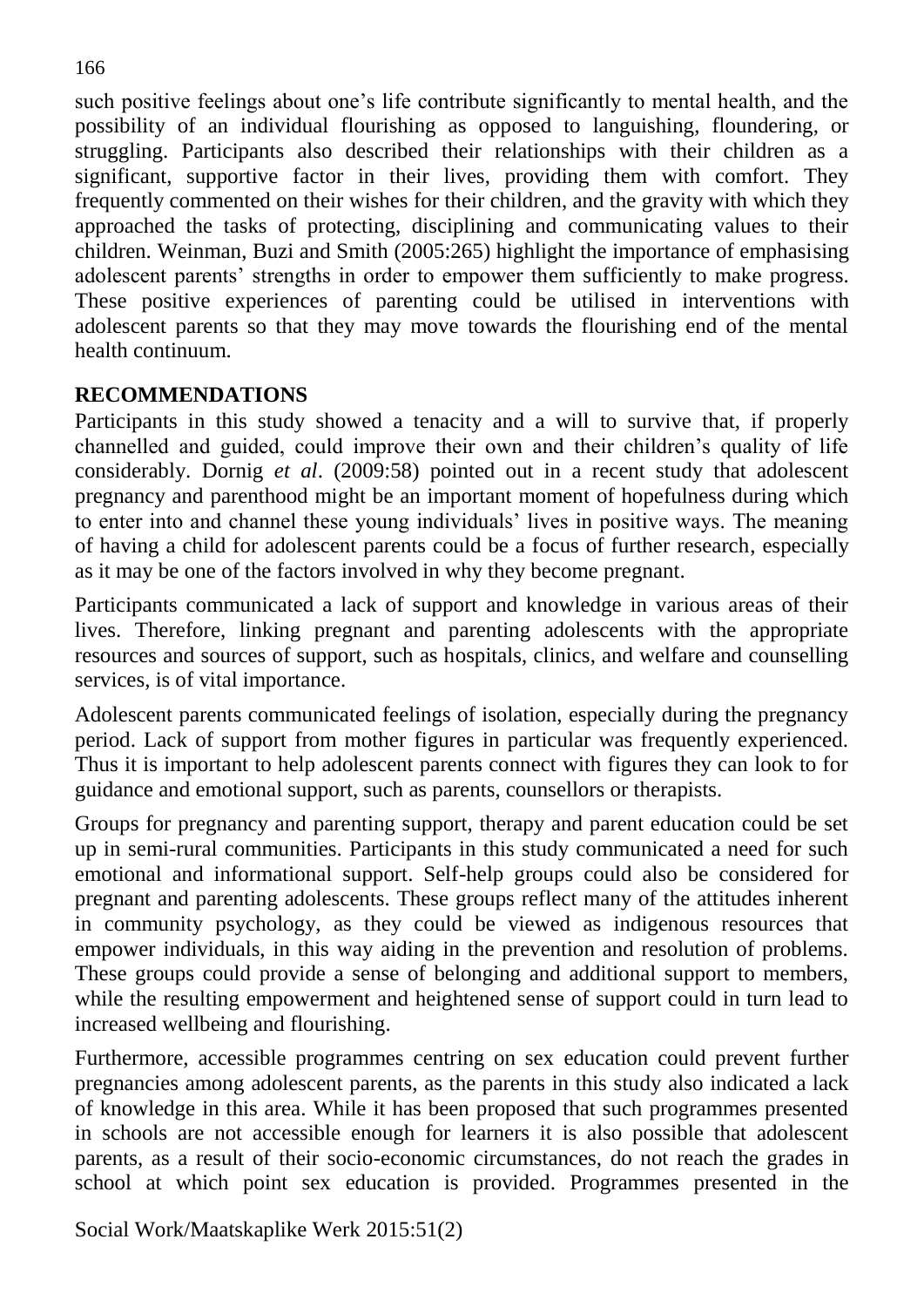such positive feelings about one's life contribute significantly to mental health, and the possibility of an individual flourishing as opposed to languishing, floundering, or struggling. Participants also described their relationships with their children as a significant, supportive factor in their lives, providing them with comfort. They frequently commented on their wishes for their children, and the gravity with which they approached the tasks of protecting, disciplining and communicating values to their children. Weinman, Buzi and Smith (2005:265) highlight the importance of emphasising adolescent parents' strengths in order to empower them sufficiently to make progress. These positive experiences of parenting could be utilised in interventions with adolescent parents so that they may move towards the flourishing end of the mental health continuum.

## RECOMMENDATIONS

Participants in this study showed a tenacity and a will to survive that, if properly channelled and guided, could improve their own and their children's quality of life considerably. Dornig *et al*. (2009:58) pointed out in a recent study that adolescent pregnancy and parenthood might be an important moment of hopefulness during which to enter into and channel these young individuals' lives in positive ways. The meaning of having a child for adolescent parents could be a focus of further research, especially as it may be one of the factors involved in why they become pregnant.

Participants communicated a lack of support and knowledge in various areas of their lives. Therefore, linking pregnant and parenting adolescents with the appropriate resources and sources of support, such as hospitals, clinics, and welfare and counselling services, is of vital importance.

Adolescent parents communicated feelings of isolation, especially during the pregnancy period. Lack of support from mother figures in particular was frequently experienced. Thus it is important to help adolescent parents connect with figures they can look to for guidance and emotional support, such as parents, counsellors or therapists.

Groups for pregnancy and parenting support, therapy and parent education could be set up in semi-rural communities. Participants in this study communicated a need for such emotional and informational support. Self-help groups could also be considered for pregnant and parenting adolescents. These groups reflect many of the attitudes inherent in community psychology, as they could be viewed as indigenous resources that empower individuals, in this way aiding in the prevention and resolution of problems. These groups could provide a sense of belonging and additional support to members, while the resulting empowerment and heightened sense of support could in turn lead to increased wellbeing and flourishing.

Furthermore, accessible programmes centring on sex education could prevent further pregnancies among adolescent parents, as the parents in this study also indicated a lack of knowledge in this area. While it has been proposed that such programmes presented in schools are not accessible enough for learners it is also possible that adolescent parents, as a result of their socio-economic circumstances, do not reach the grades in school at which point sex education is provided. Programmes presented in the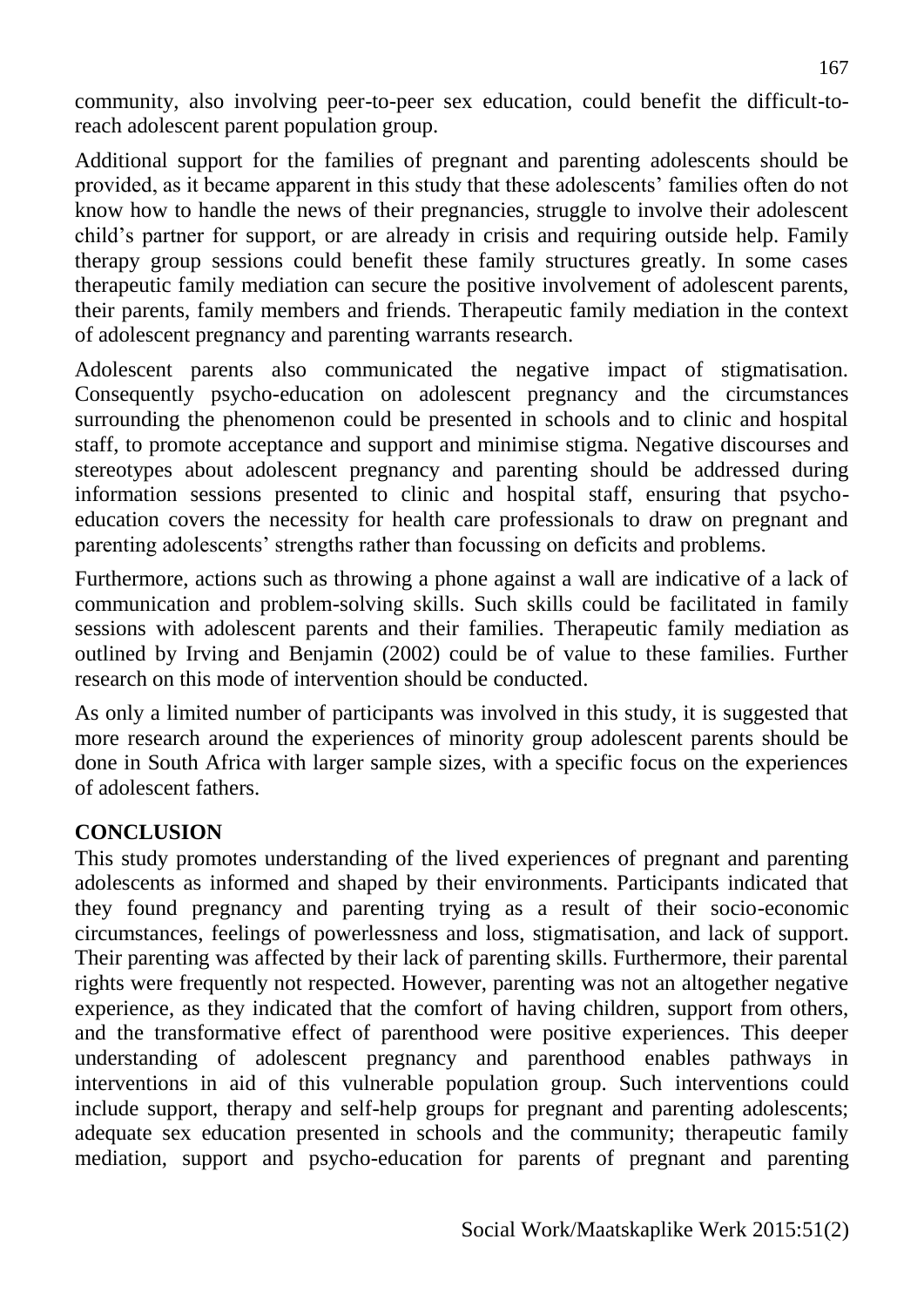community, also involving peer-to-peer sex education, could benefit the difficult-to-reach adolescent parent population group.

Additional support for the families of pregnant and parenting adolescents should be provided, as it became apparent in this study that these adolescents' families often do not know how to handle the news of their pregnancies, struggle to involve their adolescent child's partner for support, or are already in crisis and requiring outside help. Family therapy group sessions could benefit these family structures greatly. In some cases therapeutic family mediation can secure the positive involvement of adolescent parents, their parents, family members and friends. Therapeutic family mediation in the context of adolescent pregnancy and parenting warrants research.

Adolescent parents also communicated the negative impact of stigmatisation. Consequently psycho-education on adolescent pregnancy and the circumstances surrounding the phenomenon could be presented in schools and to clinic and hospital staff, to promote acceptance and support and minimise stigma. Negative discourses and stereotypes about adolescent pregnancy and parenting should be addressed during information sessions presented to clinic and hospital staff, ensuring that psycho-education covers the necessity for health care professionals to draw on pregnant and parenting adolescents' strengths rather than focussing on deficits and problems.

Furthermore, actions such as throwing a phone against a wall are indicative of a lack of communication and problem-solving skills. Such skills could be facilitated in family sessions with adolescent parents and their families. Therapeutic family mediation as outlined by Irving and Benjamin (2002) could be of value to these families. Further research on this mode of intervention should be conducted.

As only a limited number of participants was involved in this study, it is suggested that more research around the experiences of minority group adolescent parents should be done in South Africa with larger sample sizes, with a specific focus on the experiences of adolescent fathers.

## CONCLUSION

This study promotes understanding of the lived experiences of pregnant and parenting adolescents as informed and shaped by their environments. Participants indicated that they found pregnancy and parenting trying as a result of their socio-economic circumstances, feelings of powerlessness and loss, stigmatisation, and lack of support. Their parenting was affected by their lack of parenting skills. Furthermore, their parental rights were frequently not respected. However, parenting was not an altogether negative experience, as they indicated that the comfort of having children, support from others, and the transformative effect of parenthood were positive experiences. This deeper understanding of adolescent pregnancy and parenthood enables pathways in interventions in aid of this vulnerable population group. Such interventions could include support, therapy and self-help groups for pregnant and parenting adolescents; adequate sex education presented in schools and the community; therapeutic family mediation, support and psycho-education for parents of pregnant and parenting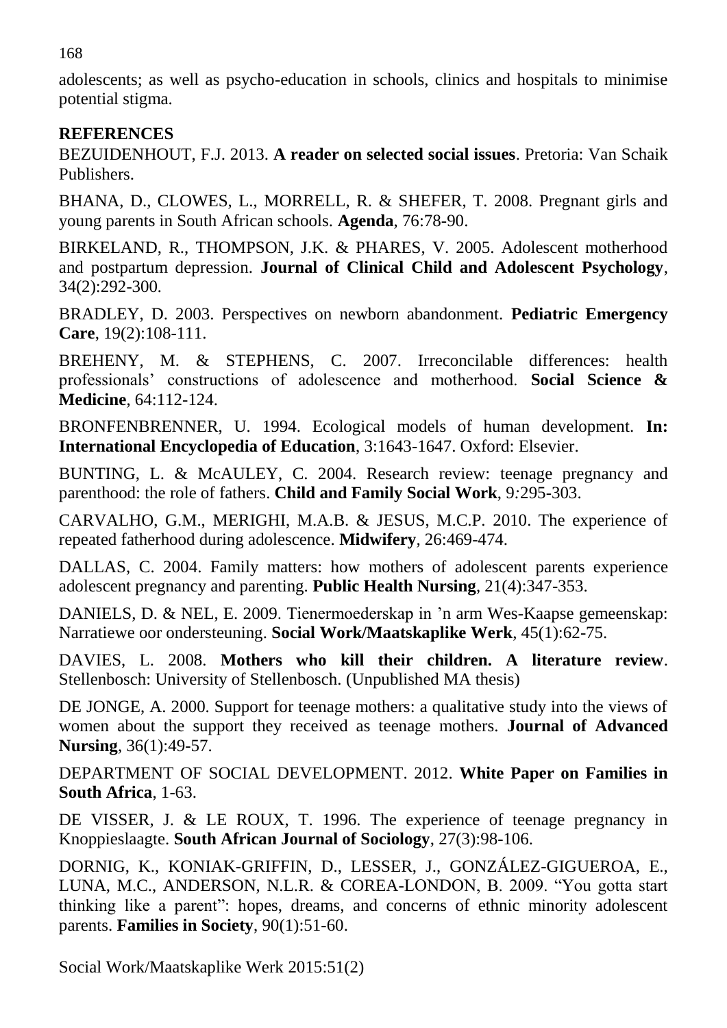adolescents; as well as psycho-education in schools, clinics and hospitals to minimise potential stigma.

## REFERENCES

BEZUIDENHOUT, F.J. 2013. **A reader on selected social issues**. Pretoria: Van Schaik Publishers.

BHANA, D., CLOWES, L., MORRELL, R. & SHEFER, T. 2008. Pregnant girls and young parents in South African schools. **Agenda**, 76:78-90.

BIRKELAND, R., THOMPSON, J.K. & PHARES, V. 2005. Adolescent motherhood and postpartum depression. **Journal of Clinical Child and Adolescent Psychology**, 34(2):292-300.

BRADLEY, D. 2003. Perspectives on newborn abandonment. **Pediatric Emergency Care**, 19(2):108-111.

BREHENY, M. & STEPHENS, C. 2007. Irreconcilable differences: health professionals' constructions of adolescence and motherhood. **Social Science & Medicine**, 64:112-124.

BRONFENBRENNER, U. 1994. Ecological models of human development. **In: International Encyclopedia of Education**, 3:1643-1647. Oxford: Elsevier.

BUNTING, L. & McAULEY, C. 2004. Research review: teenage pregnancy and parenthood: the role of fathers. **Child and Family Social Work**, 9:295-303.

CARVALHO, G.M., MERIGHI, M.A.B. & JESUS, M.C.P. 2010. The experience of repeated fatherhood during adolescence. **Midwifery**, 26:469-474.

DALLAS, C. 2004. Family matters: how mothers of adolescent parents experience adolescent pregnancy and parenting. **Public Health Nursing**, 21(4):347-353.

DANIELS, D. & NEL, E. 2009. Tienermoederskap in 'n arm Wes-Kaapse gemeenskap: Narratiewe oor ondersteuning. **Social Work/Maatskaplike Werk**, 45(1):62-75.

DAVIES, L. 2008. **Mothers who kill their children. A literature review**. Stellenbosch: University of Stellenbosch. (Unpublished MA thesis)

DE JONGE, A. 2000. Support for teenage mothers: a qualitative study into the views of women about the support they received as teenage mothers. **Journal of Advanced Nursing**, 36(1):49-57.

DEPARTMENT OF SOCIAL DEVELOPMENT. 2012. **White Paper on Families in South Africa**, 1-63.

DE VISSER, J. & LE ROUX, T. 1996. The experience of teenage pregnancy in Knoppieslaagte. **South African Journal of Sociology**, 27(3):98-106.

DORNIG, K., KONIAK-GRIFFIN, D., LESSER, J., GONZÁLEZ-GIGUEROA, E., LUNA, M.C., ANDERSON, N.L.R. & COREA-LONDON, B. 2009. "You gotta start thinking like a parent": hopes, dreams, and concerns of ethnic minority adolescent parents. **Families in Society**, 90(1):51-60.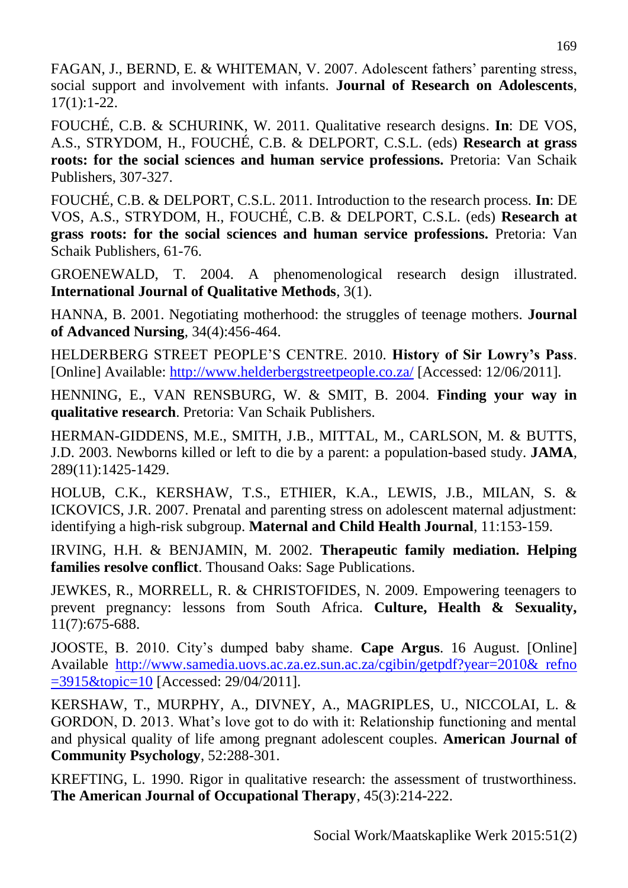FAGAN, J., BERND, E. & WHITEMAN, V. 2007. Adolescent fathers' parenting stress, social support and involvement with infants. **Journal of Research on Adolescents**, 17(1):1-22.

FOUCHÉ, C.B. & SCHURINK, W. 2011. Qualitative research designs. **In**: DE VOS, A.S., STRYDOM, H., FOUCHÉ, C.B. & DELPORT, C.S.L. (eds) **Research at grass roots: for the social sciences and human service professions.** Pretoria: Van Schaik Publishers, 307-327.

FOUCHÉ, C.B. & DELPORT, C.S.L. 2011. Introduction to the research process. **In**: DE VOS, A.S., STRYDOM, H., FOUCHÉ, C.B. & DELPORT, C.S.L. (eds) **Research at grass roots: for the social sciences and human service professions.** Pretoria: Van Schaik Publishers, 61-76.

GROENEWALD, T. 2004. A phenomenological research design illustrated. **International Journal of Qualitative Methods**, 3(1).

HANNA, B. 2001. Negotiating motherhood: the struggles of teenage mothers. **Journal of Advanced Nursing**, 34(4):456-464.

HELDERBERG STREET PEOPLE'S CENTRE. 2010. **History of Sir Lowry's Pass**. [Online] Available: http://www.helderbergstreetpeople.co.za/ [Accessed: 12/06/2011].

HENNING, E., VAN RENSBURG, W. & SMIT, B. 2004. **Finding your way in qualitative research**. Pretoria: Van Schaik Publishers.

HERMAN-GIDDENS, M.E., SMITH, J.B., MITTAL, M., CARLSON, M. & BUTTS, J.D. 2003. Newborns killed or left to die by a parent: a population-based study. **JAMA**, 289(11):1425-1429.

HOLUB, C.K., KERSHAW, T.S., ETHIER, K.A., LEWIS, J.B., MILAN, S. & ICKOVICS, J.R. 2007. Prenatal and parenting stress on adolescent maternal adjustment: identifying a high-risk subgroup. **Maternal and Child Health Journal**, 11:153-159.

IRVING, H.H. & BENJAMIN, M. 2002. **Therapeutic family mediation. Helping families resolve conflict**. Thousand Oaks: Sage Publications.

JEWKES, R., MORRELL, R. & CHRISTOFIDES, N. 2009. Empowering teenagers to prevent pregnancy: lessons from South Africa. **Culture, Health & Sexuality,** 11(7):675-688.

JOOSTE, B. 2010. City's dumped baby shame. **Cape Argus**. 16 August. [Online] Available http://www.samedia.uovs.ac.za.ez.sun.ac.za/cgibin/getpdf?year=2010& refno =3915&topic=10 [Accessed: 29/04/2011].

KERSHAW, T., MURPHY, A., DIVNEY, A., MAGRIPLES, U., NICCOLAI, L. & GORDON, D. 2013. What's love got to do with it: Relationship functioning and mental and physical quality of life among pregnant adolescent couples. **American Journal of Community Psychology**, 52:288-301.

KREFTING, L. 1990. Rigor in qualitative research: the assessment of trustworthiness. **The American Journal of Occupational Therapy**, 45(3):214-222.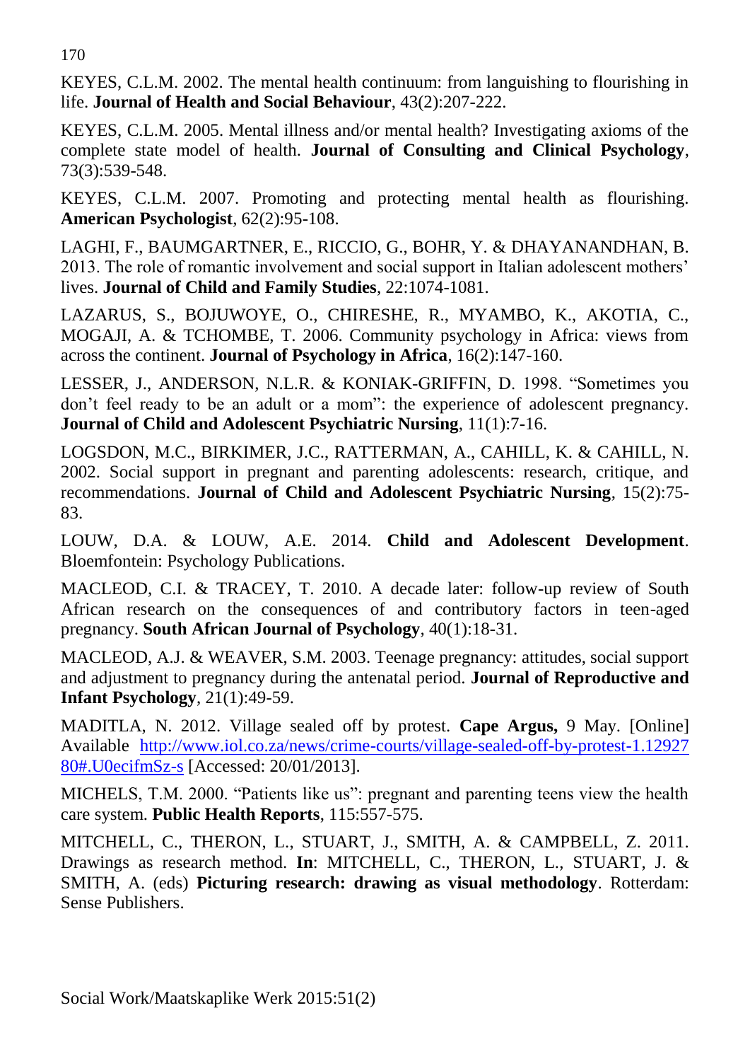KEYES, C.L.M. 2002. The mental health continuum: from languishing to flourishing in life. **Journal of Health and Social Behaviour**, 43(2):207-222.

KEYES, C.L.M. 2005. Mental illness and/or mental health? Investigating axioms of the complete state model of health. **Journal of Consulting and Clinical Psychology**, 73(3):539-548.

KEYES, C.L.M. 2007. Promoting and protecting mental health as flourishing. **American Psychologist**, 62(2):95-108.

LAGHI, F., BAUMGARTNER, E., RICCIO, G., BOHR, Y. & DHAYANANDHAN, B. 2013. The role of romantic involvement and social support in Italian adolescent mothers' lives. **Journal of Child and Family Studies**, 22:1074-1081.

LAZARUS, S., BOJUWOYE, O., CHIRESHE, R., MYAMBO, K., AKOTIA, C., MOGAJI, A. & TCHOMBE, T. 2006. Community psychology in Africa: views from across the continent. **Journal of Psychology in Africa**, 16(2):147-160.

LESSER, J., ANDERSON, N.L.R. & KONIAK-GRIFFIN, D. 1998. "Sometimes you don't feel ready to be an adult or a mom": the experience of adolescent pregnancy. **Journal of Child and Adolescent Psychiatric Nursing**, 11(1):7-16.

LOGSDON, M.C., BIRKIMER, J.C., RATTERMAN, A., CAHILL, K. & CAHILL, N. 2002. Social support in pregnant and parenting adolescents: research, critique, and recommendations. **Journal of Child and Adolescent Psychiatric Nursing**, 15(2):75-83.

LOUW, D.A. & LOUW, A.E. 2014. **Child and Adolescent Development**. Bloemfontein: Psychology Publications.

MACLEOD, C.I. & TRACEY, T. 2010. A decade later: follow-up review of South African research on the consequences of and contributory factors in teen-aged pregnancy. **South African Journal of Psychology**, 40(1):18-31.

MACLEOD, A.J. & WEAVER, S.M. 2003. Teenage pregnancy: attitudes, social support and adjustment to pregnancy during the antenatal period. **Journal of Reproductive and Infant Psychology**, 21(1):49-59.

MADITLA, N. 2012. Village sealed off by protest. **Cape Argus,** 9 May. [Online] Available http://www.iol.co.za/news/crime-courts/village-sealed-off-by-protest-1.1292780#.U0ecifmSz-s [Accessed: 20/01/2013].

MICHELS, T.M. 2000. "Patients like us": pregnant and parenting teens view the health care system. **Public Health Reports**, 115:557-575.

MITCHELL, C., THERON, L., STUART, J., SMITH, A. & CAMPBELL, Z. 2011. Drawings as research method. **In**: MITCHELL, C., THERON, L., STUART, J. & SMITH, A. (eds) **Picturing research: drawing as visual methodology**. Rotterdam: Sense Publishers.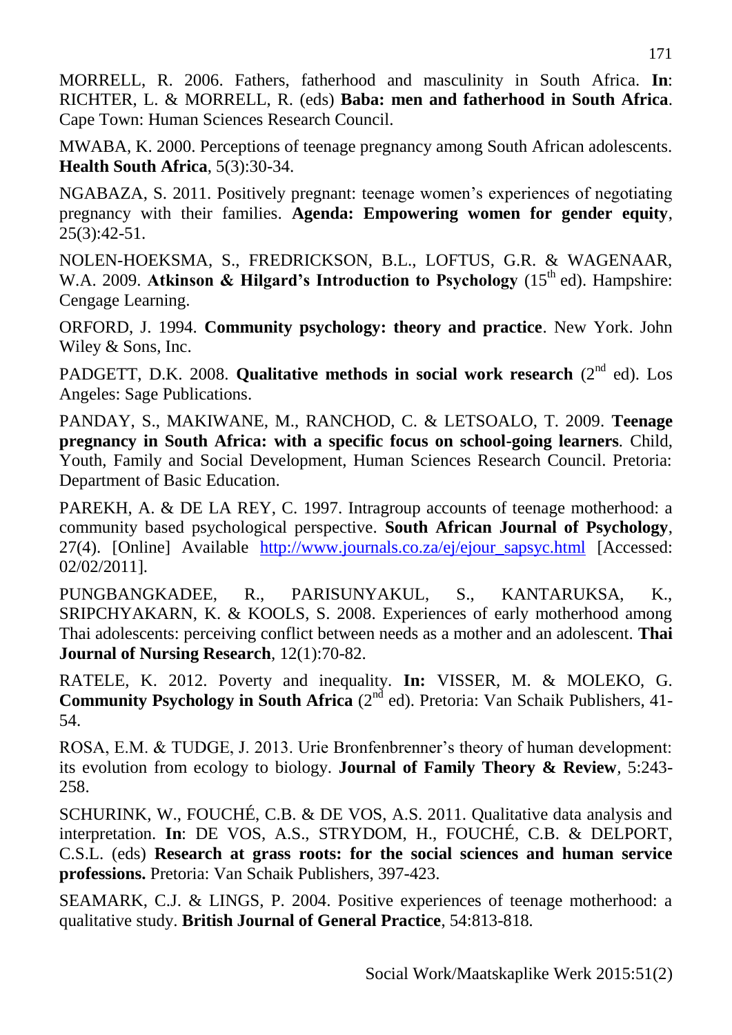MORRELL, R. 2006. Fathers, fatherhood and masculinity in South Africa. **In**: RICHTER, L. & MORRELL, R. (eds) **Baba: men and fatherhood in South Africa**. Cape Town: Human Sciences Research Council.

MWABA, K. 2000. Perceptions of teenage pregnancy among South African adolescents. **Health South Africa**, 5(3):30-34.

NGABAZA, S. 2011. Positively pregnant: teenage women's experiences of negotiating pregnancy with their families. **Agenda: Empowering women for gender equity**, 25(3):42-51.

NOLEN-HOEKSMA, S., FREDRICKSON, B.L., LOFTUS, G.R. & WAGENAAR, W.A. 2009. **Atkinson & Hilgard's Introduction to Psychology** (15th ed). Hampshire: Cengage Learning.

ORFORD, J. 1994. **Community psychology: theory and practice**. New York. John Wiley & Sons, Inc.

PADGETT, D.K. 2008. **Qualitative methods in social work research** (2nd ed). Los Angeles: Sage Publications.

PANDAY, S., MAKIWANE, M., RANCHOD, C. & LETSOALO, T. 2009. **Teenage pregnancy in South Africa: with a specific focus on school-going learners**. Child, Youth, Family and Social Development, Human Sciences Research Council. Pretoria: Department of Basic Education.

PAREKH, A. & DE LA REY, C. 1997. Intragroup accounts of teenage motherhood: a community based psychological perspective. **South African Journal of Psychology**, 27(4). [Online] Available http://www.journals.co.za/ej/ejour_sapsyc.html [Accessed: 02/02/2011].

PUNGBANGKADEE, R., PARISUNYAKUL, S., KANTARUKSA, K., SRIPCHYAKARN, K. & KOOLS, S. 2008. Experiences of early motherhood among Thai adolescents: perceiving conflict between needs as a mother and an adolescent. **Thai Journal of Nursing Research**, 12(1):70-82.

RATELE, K. 2012. Poverty and inequality. **In:** VISSER, M. & MOLEKO, G. **Community Psychology in South Africa** (2nd ed). Pretoria: Van Schaik Publishers, 41-54.

ROSA, E.M. & TUDGE, J. 2013. Urie Bronfenbrenner's theory of human development: its evolution from ecology to biology. **Journal of Family Theory & Review**, 5:243-258.

SCHURINK, W., FOUCHÉ, C.B. & DE VOS, A.S. 2011. Qualitative data analysis and interpretation. **In**: DE VOS, A.S., STRYDOM, H., FOUCHÉ, C.B. & DELPORT, C.S.L. (eds) **Research at grass roots: for the social sciences and human service professions.** Pretoria: Van Schaik Publishers, 397-423.

SEAMARK, C.J. & LINGS, P. 2004. Positive experiences of teenage motherhood: a qualitative study. **British Journal of General Practice**, 54:813-818.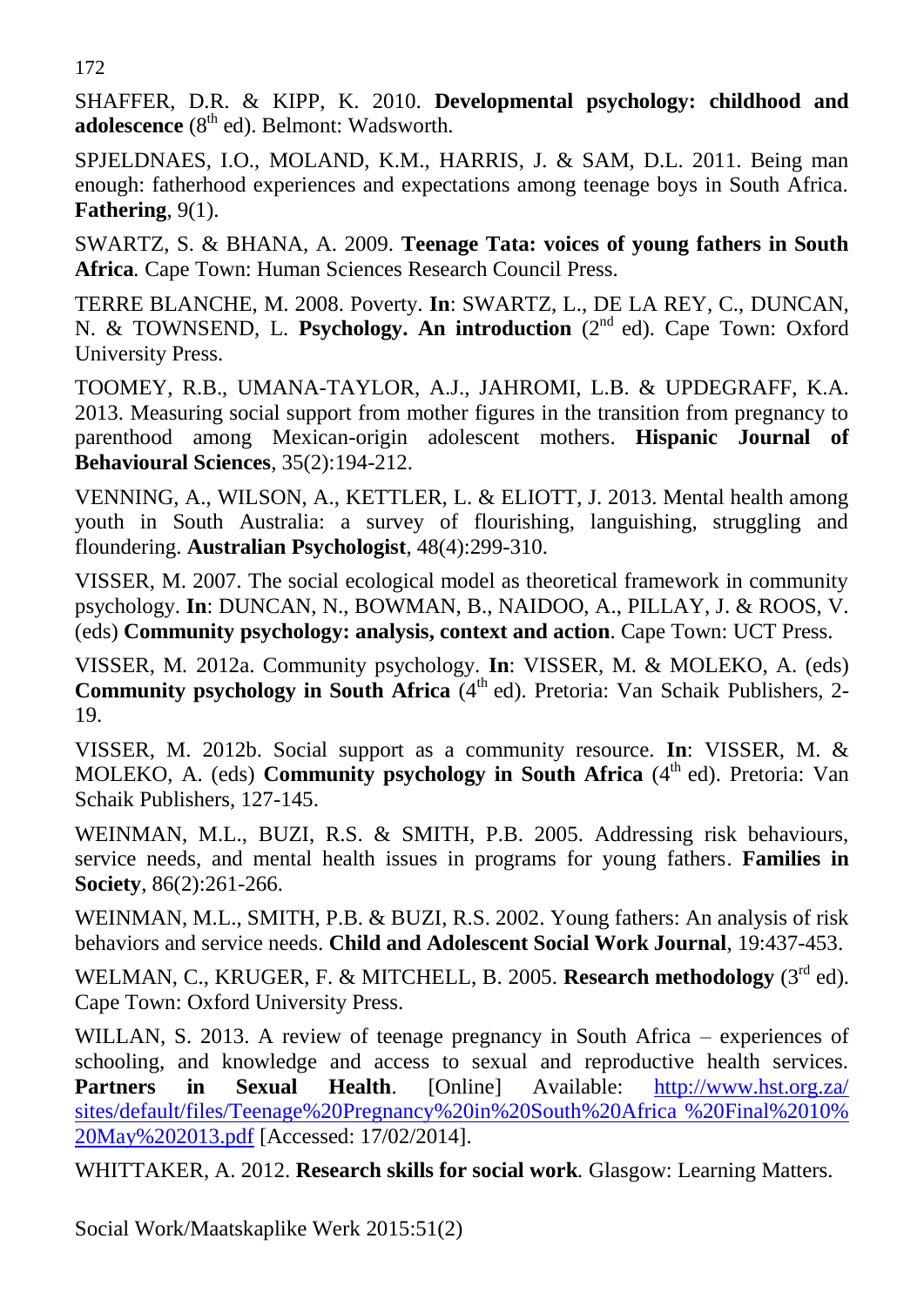SHAFFER, D.R. & KIPP, K. 2010. **Developmental psychology: childhood and adolescence** (8th ed). Belmont: Wadsworth.

SPJELDNAES, I.O., MOLAND, K.M., HARRIS, J. & SAM, D.L. 2011. Being man enough: fatherhood experiences and expectations among teenage boys in South Africa. **Fathering**, 9(1).

SWARTZ, S. & BHANA, A. 2009. **Teenage Tata: voices of young fathers in South Africa**. Cape Town: Human Sciences Research Council Press.

TERRE BLANCHE, M. 2008. Poverty. **In**: SWARTZ, L., DE LA REY, C., DUNCAN, N. & TOWNSEND, L. **Psychology. An introduction** (2nd ed). Cape Town: Oxford University Press.

TOOMEY, R.B., UMANA-TAYLOR, A.J., JAHROMI, L.B. & UPDEGRAFF, K.A. 2013. Measuring social support from mother figures in the transition from pregnancy to parenthood among Mexican-origin adolescent mothers. **Hispanic Journal of Behavioural Sciences**, 35(2):194-212.

VENNING, A., WILSON, A., KETTLER, L. & ELIOTT, J. 2013. Mental health among youth in South Australia: a survey of flourishing, languishing, struggling and floundering. **Australian Psychologist**, 48(4):299-310.

VISSER, M. 2007. The social ecological model as theoretical framework in community psychology. **In**: DUNCAN, N., BOWMAN, B., NAIDOO, A., PILLAY, J. & ROOS, V. (eds) **Community psychology: analysis, context and action**. Cape Town: UCT Press.

VISSER, M. 2012a. Community psychology. **In**: VISSER, M. & MOLEKO, A. (eds) **Community psychology in South Africa** (4th ed). Pretoria: Van Schaik Publishers, 2-19.

VISSER, M. 2012b. Social support as a community resource. **In**: VISSER, M. & MOLEKO, A. (eds) **Community psychology in South Africa** (4th ed). Pretoria: Van Schaik Publishers, 127-145.

WEINMAN, M.L., BUZI, R.S. & SMITH, P.B. 2005. Addressing risk behaviours, service needs, and mental health issues in programs for young fathers. **Families in Society**, 86(2):261-266.

WEINMAN, M.L., SMITH, P.B. & BUZI, R.S. 2002. Young fathers: An analysis of risk behaviors and service needs. **Child and Adolescent Social Work Journal**, 19:437-453.

WELMAN, C., KRUGER, F. & MITCHELL, B. 2005. **Research methodology** (3rd ed). Cape Town: Oxford University Press.

WILLAN, S. 2013. A review of teenage pregnancy in South Africa – experiences of schooling, and knowledge and access to sexual and reproductive health services. **Partners in Sexual Health**. [Online] Available: http://www.hst.org.za/sites/default/files/Teenage%20Pregnancy%20in%20South%20Africa %20Final%2010%20May%202013.pdf [Accessed: 17/02/2014].

WHITTAKER, A. 2012. **Research skills for social work**. Glasgow: Learning Matters.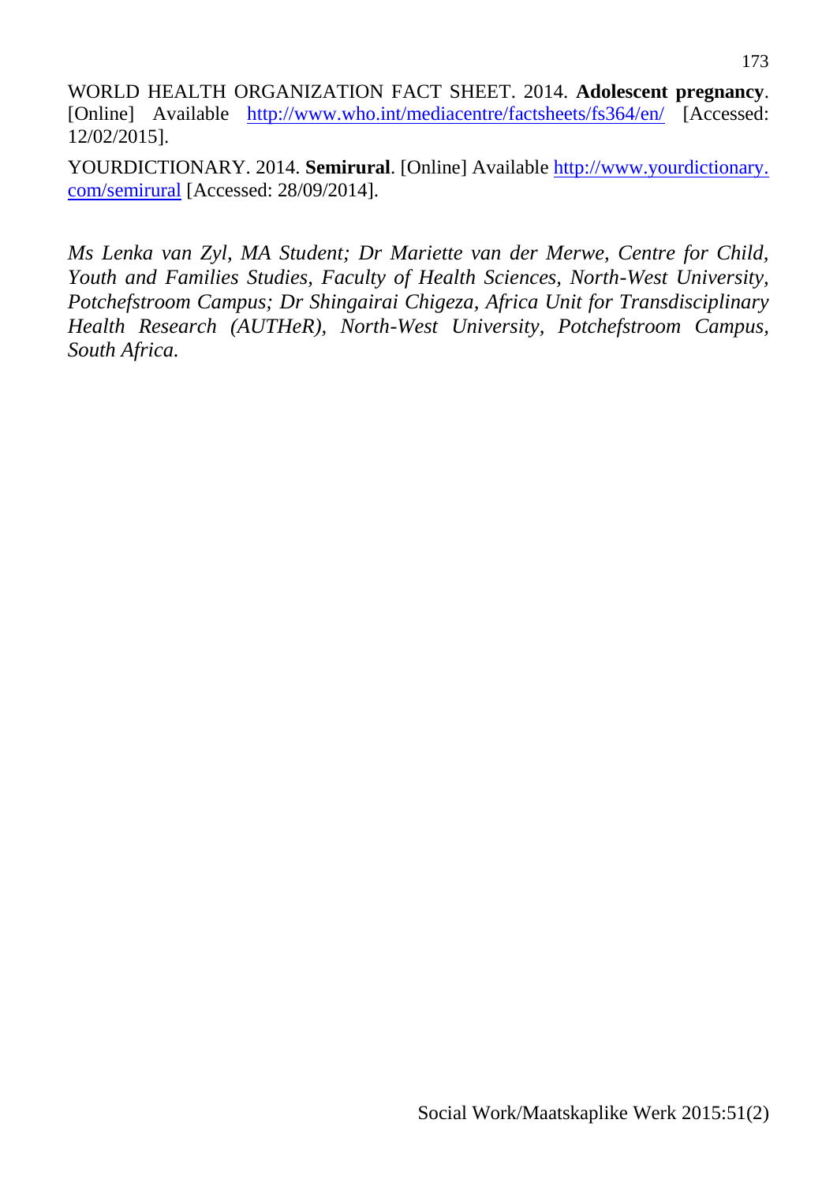WORLD HEALTH ORGANIZATION FACT SHEET. 2014. **Adolescent pregnancy**. [Online] Available http://www.who.int/mediacentre/factsheets/fs364/en/ [Accessed: 12/02/2015].

YOURDICTIONARY. 2014. **Semirural**. [Online] Available http://www.yourdictionary.com/semirural [Accessed: 28/09/2014].

*Ms Lenka van Zyl, MA Student; Dr Mariette van der Merwe, Centre for Child, Youth and Families Studies, Faculty of Health Sciences, North-West University, Potchefstroom Campus; Dr Shingairai Chigeza, Africa Unit for Transdisciplinary Health Research (AUTHeR), North-West University, Potchefstroom Campus, South Africa.*